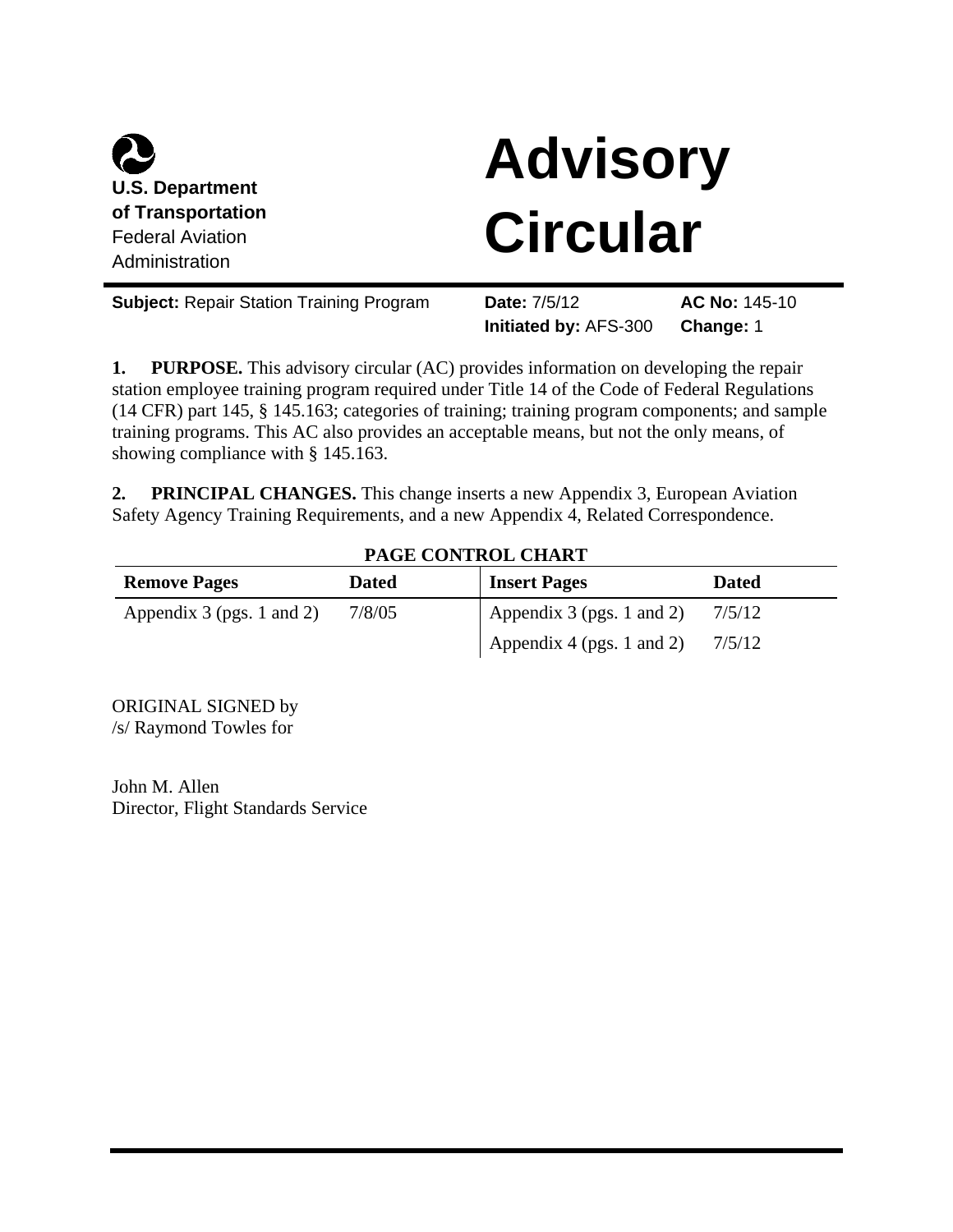**U.S. Department of Transportation**
Federal Aviation Administration

# Advisory Circular

**Subject:** Repair Station Training Program

**Date:** 7/5/12
**Initiated by:** AFS-300

**AC No:** 145-10
**Change:** 1

**1. PURPOSE.** This advisory circular (AC) provides information on developing the repair station employee training program required under Title 14 of the Code of Federal Regulations (14 CFR) part 145, § 145.163; categories of training; training program components; and sample training programs. This AC also provides an acceptable means, but not the only means, of showing compliance with § 145.163.

**2. PRINCIPAL CHANGES.** This change inserts a new Appendix 3, European Aviation Safety Agency Training Requirements, and a new Appendix 4, Related Correspondence.

**PAGE CONTROL CHART**

| Remove Pages | Dated | Insert Pages | Dated |
|---|---|---|---|
| Appendix 3 (pgs. 1 and 2) | 7/8/05 | Appendix 3 (pgs. 1 and 2) | 7/5/12 |
| | | Appendix 4 (pgs. 1 and 2) | 7/5/12 |

ORIGINAL SIGNED by
/s/ Raymond Towles for

John M. Allen
Director, Flight Standards Service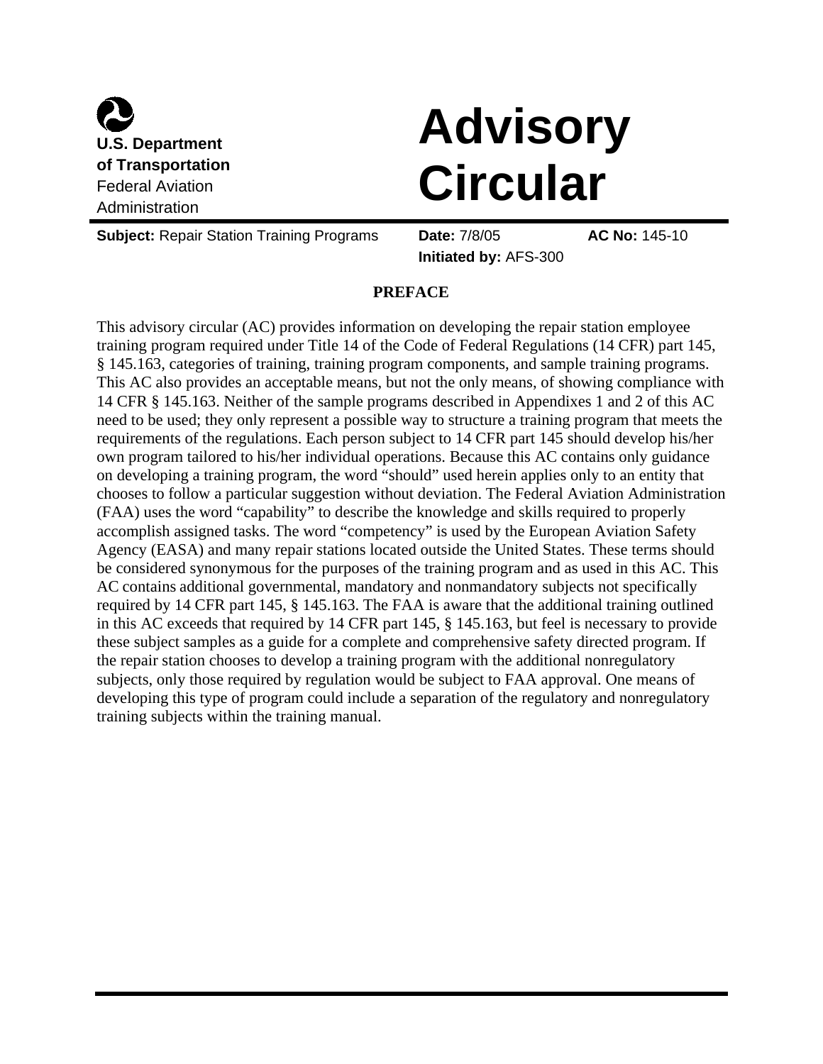**U.S. Department of Transportation**
Federal Aviation Administration

# Advisory Circular

**Subject:** Repair Station Training Programs **Date:** 7/8/05 **AC No:** 145-10
**Initiated by:** AFS-300

## PREFACE

This advisory circular (AC) provides information on developing the repair station employee training program required under Title 14 of the Code of Federal Regulations (14 CFR) part 145, § 145.163, categories of training, training program components, and sample training programs. This AC also provides an acceptable means, but not the only means, of showing compliance with 14 CFR § 145.163. Neither of the sample programs described in Appendixes 1 and 2 of this AC need to be used; they only represent a possible way to structure a training program that meets the requirements of the regulations. Each person subject to 14 CFR part 145 should develop his/her own program tailored to his/her individual operations. Because this AC contains only guidance on developing a training program, the word "should" used herein applies only to an entity that chooses to follow a particular suggestion without deviation. The Federal Aviation Administration (FAA) uses the word "capability" to describe the knowledge and skills required to properly accomplish assigned tasks. The word "competency" is used by the European Aviation Safety Agency (EASA) and many repair stations located outside the United States. These terms should be considered synonymous for the purposes of the training program and as used in this AC. This AC contains additional governmental, mandatory and nonmandatory subjects not specifically required by 14 CFR part 145, § 145.163. The FAA is aware that the additional training outlined in this AC exceeds that required by 14 CFR part 145, § 145.163, but feel is necessary to provide these subject samples as a guide for a complete and comprehensive safety directed program. If the repair station chooses to develop a training program with the additional nonregulatory subjects, only those required by regulation would be subject to FAA approval. One means of developing this type of program could include a separation of the regulatory and nonregulatory training subjects within the training manual.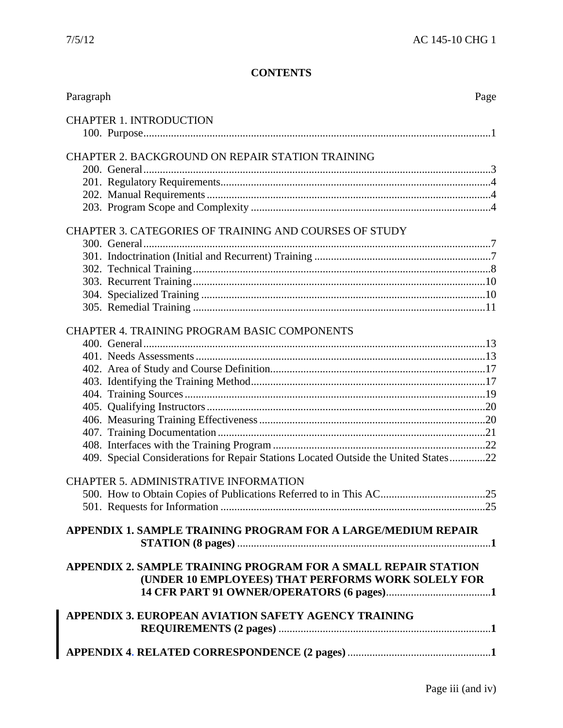**CONTENTS**

| Paragraph | Page |
|---|---|
| CHAPTER 1. INTRODUCTION | |
| 100. Purpose | 1 |
| CHAPTER 2. BACKGROUND ON REPAIR STATION TRAINING | |
| 200. General | 3 |
| 201. Regulatory Requirements | 4 |
| 202. Manual Requirements | 4 |
| 203. Program Scope and Complexity | 4 |
| CHAPTER 3. CATEGORIES OF TRAINING AND COURSES OF STUDY | |
| 300. General | 7 |
| 301. Indoctrination (Initial and Recurrent) Training | 7 |
| 302. Technical Training | 8 |
| 303. Recurrent Training | 10 |
| 304. Specialized Training | 10 |
| 305. Remedial Training | 11 |
| CHAPTER 4. TRAINING PROGRAM BASIC COMPONENTS | |
| 400. General | 13 |
| 401. Needs Assessments | 13 |
| 402. Area of Study and Course Definition | 17 |
| 403. Identifying the Training Method | 17 |
| 404. Training Sources | 19 |
| 405. Qualifying Instructors | 20 |
| 406. Measuring Training Effectiveness | 20 |
| 407. Training Documentation | 21 |
| 408. Interfaces with the Training Program | 22 |
| 409. Special Considerations for Repair Stations Located Outside the United States | 22 |
| CHAPTER 5. ADMINISTRATIVE INFORMATION | |
| 500. How to Obtain Copies of Publications Referred to in This AC | 25 |
| 501. Requests for Information | 25 |
| **APPENDIX 1. SAMPLE TRAINING PROGRAM FOR A LARGE/MEDIUM REPAIR STATION (8 pages)** | **1** |
| **APPENDIX 2. SAMPLE TRAINING PROGRAM FOR A SMALL REPAIR STATION (UNDER 10 EMPLOYEES) THAT PERFORMS WORK SOLELY FOR 14 CFR PART 91 OWNER/OPERATORS (6 pages)** | **1** |
| **APPENDIX 3. EUROPEAN AVIATION SAFETY AGENCY TRAINING REQUIREMENTS (2 pages)** | **1** |
| **APPENDIX 4. RELATED CORRESPONDENCE (2 pages)** | **1** |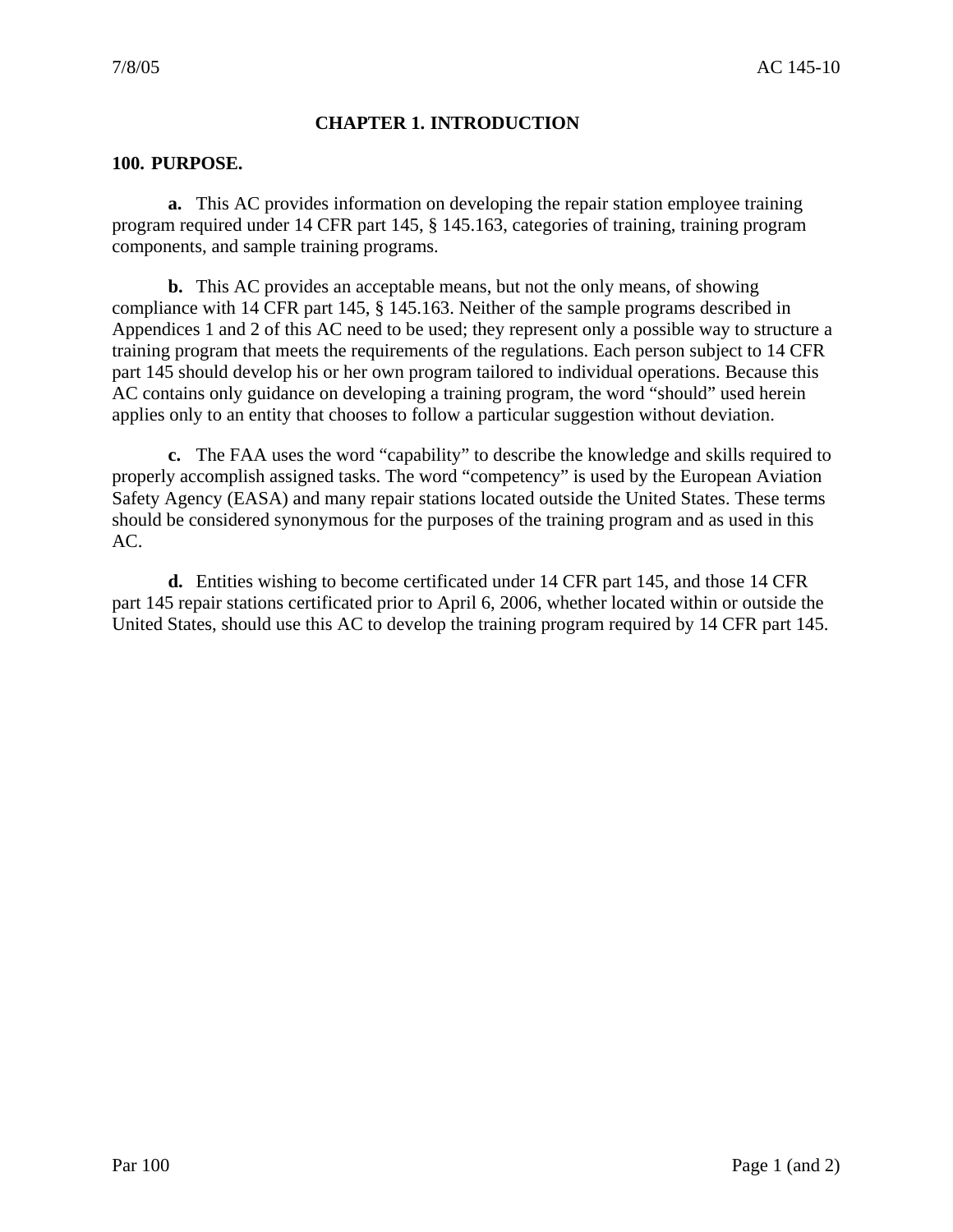# CHAPTER 1. INTRODUCTION

## 100. PURPOSE.

**a.** This AC provides information on developing the repair station employee training program required under 14 CFR part 145, § 145.163, categories of training, training program components, and sample training programs.

**b.** This AC provides an acceptable means, but not the only means, of showing compliance with 14 CFR part 145, § 145.163. Neither of the sample programs described in Appendices 1 and 2 of this AC need to be used; they represent only a possible way to structure a training program that meets the requirements of the regulations. Each person subject to 14 CFR part 145 should develop his or her own program tailored to individual operations. Because this AC contains only guidance on developing a training program, the word "should" used herein applies only to an entity that chooses to follow a particular suggestion without deviation.

**c.** The FAA uses the word "capability" to describe the knowledge and skills required to properly accomplish assigned tasks. The word "competency" is used by the European Aviation Safety Agency (EASA) and many repair stations located outside the United States. These terms should be considered synonymous for the purposes of the training program and as used in this AC.

**d.** Entities wishing to become certificated under 14 CFR part 145, and those 14 CFR part 145 repair stations certificated prior to April 6, 2006, whether located within or outside the United States, should use this AC to develop the training program required by 14 CFR part 145.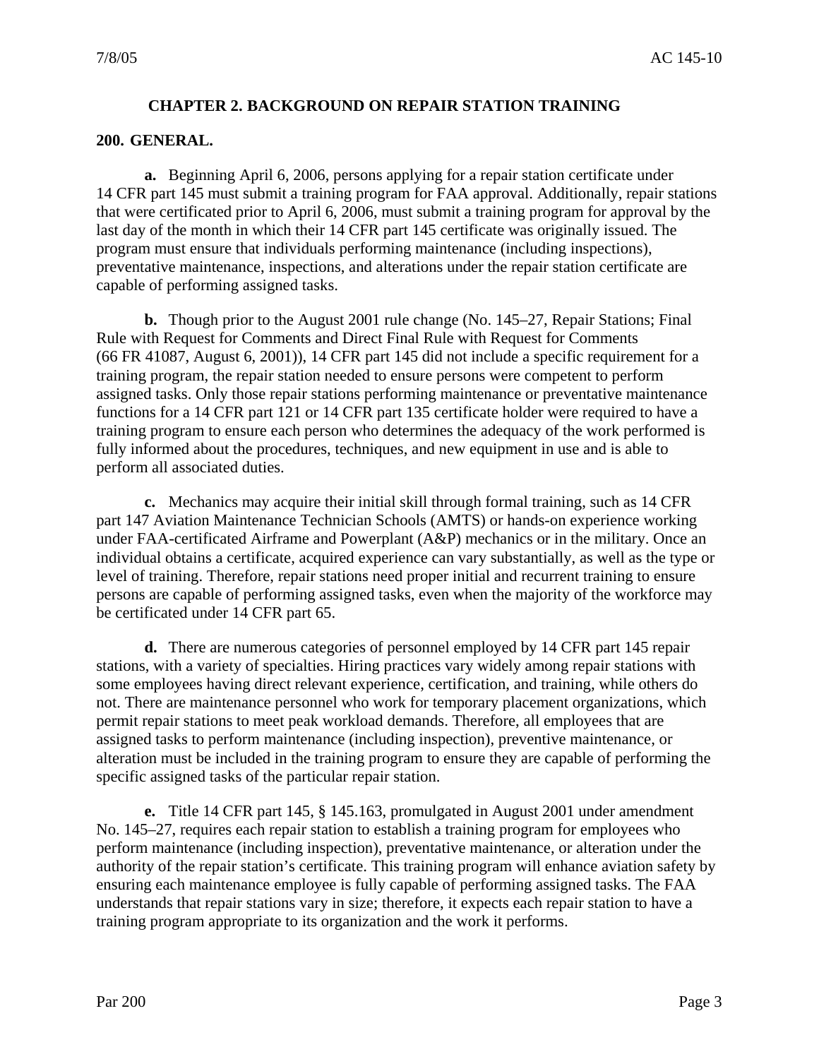## CHAPTER 2. BACKGROUND ON REPAIR STATION TRAINING

### 200. GENERAL.

**a.** Beginning April 6, 2006, persons applying for a repair station certificate under 14 CFR part 145 must submit a training program for FAA approval. Additionally, repair stations that were certificated prior to April 6, 2006, must submit a training program for approval by the last day of the month in which their 14 CFR part 145 certificate was originally issued. The program must ensure that individuals performing maintenance (including inspections), preventative maintenance, inspections, and alterations under the repair station certificate are capable of performing assigned tasks.

**b.** Though prior to the August 2001 rule change (No. 145–27, Repair Stations; Final Rule with Request for Comments and Direct Final Rule with Request for Comments (66 FR 41087, August 6, 2001)), 14 CFR part 145 did not include a specific requirement for a training program, the repair station needed to ensure persons were competent to perform assigned tasks. Only those repair stations performing maintenance or preventative maintenance functions for a 14 CFR part 121 or 14 CFR part 135 certificate holder were required to have a training program to ensure each person who determines the adequacy of the work performed is fully informed about the procedures, techniques, and new equipment in use and is able to perform all associated duties.

**c.** Mechanics may acquire their initial skill through formal training, such as 14 CFR part 147 Aviation Maintenance Technician Schools (AMTS) or hands-on experience working under FAA-certificated Airframe and Powerplant (A&P) mechanics or in the military. Once an individual obtains a certificate, acquired experience can vary substantially, as well as the type or level of training. Therefore, repair stations need proper initial and recurrent training to ensure persons are capable of performing assigned tasks, even when the majority of the workforce may be certificated under 14 CFR part 65.

**d.** There are numerous categories of personnel employed by 14 CFR part 145 repair stations, with a variety of specialties. Hiring practices vary widely among repair stations with some employees having direct relevant experience, certification, and training, while others do not. There are maintenance personnel who work for temporary placement organizations, which permit repair stations to meet peak workload demands. Therefore, all employees that are assigned tasks to perform maintenance (including inspection), preventive maintenance, or alteration must be included in the training program to ensure they are capable of performing the specific assigned tasks of the particular repair station.

**e.** Title 14 CFR part 145, § 145.163, promulgated in August 2001 under amendment No. 145–27, requires each repair station to establish a training program for employees who perform maintenance (including inspection), preventative maintenance, or alteration under the authority of the repair station's certificate. This training program will enhance aviation safety by ensuring each maintenance employee is fully capable of performing assigned tasks. The FAA understands that repair stations vary in size; therefore, it expects each repair station to have a training program appropriate to its organization and the work it performs.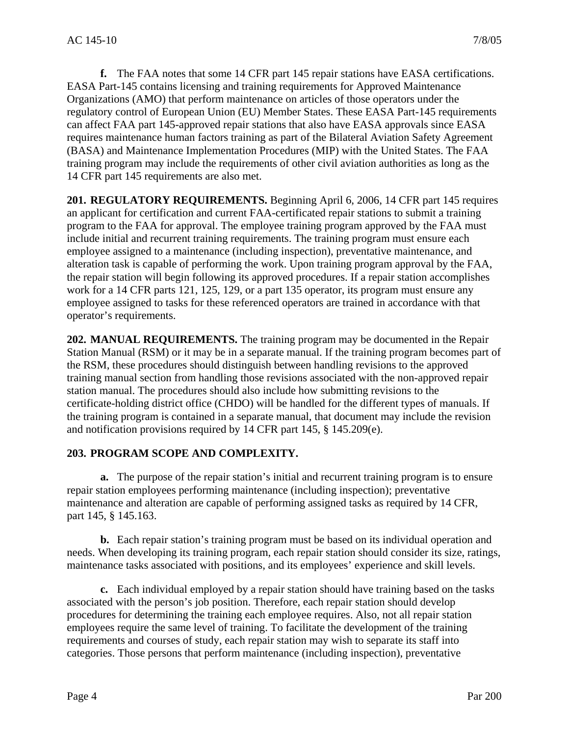**f.** The FAA notes that some 14 CFR part 145 repair stations have EASA certifications. EASA Part-145 contains licensing and training requirements for Approved Maintenance Organizations (AMO) that perform maintenance on articles of those operators under the regulatory control of European Union (EU) Member States. These EASA Part-145 requirements can affect FAA part 145-approved repair stations that also have EASA approvals since EASA requires maintenance human factors training as part of the Bilateral Aviation Safety Agreement (BASA) and Maintenance Implementation Procedures (MIP) with the United States. The FAA training program may include the requirements of other civil aviation authorities as long as the 14 CFR part 145 requirements are also met.

**201. REGULATORY REQUIREMENTS.** Beginning April 6, 2006, 14 CFR part 145 requires an applicant for certification and current FAA-certificated repair stations to submit a training program to the FAA for approval. The employee training program approved by the FAA must include initial and recurrent training requirements. The training program must ensure each employee assigned to a maintenance (including inspection), preventative maintenance, and alteration task is capable of performing the work. Upon training program approval by the FAA, the repair station will begin following its approved procedures. If a repair station accomplishes work for a 14 CFR parts 121, 125, 129, or a part 135 operator, its program must ensure any employee assigned to tasks for these referenced operators are trained in accordance with that operator's requirements.

**202. MANUAL REQUIREMENTS.** The training program may be documented in the Repair Station Manual (RSM) or it may be in a separate manual. If the training program becomes part of the RSM, these procedures should distinguish between handling revisions to the approved training manual section from handling those revisions associated with the non-approved repair station manual. The procedures should also include how submitting revisions to the certificate-holding district office (CHDO) will be handled for the different types of manuals. If the training program is contained in a separate manual, that document may include the revision and notification provisions required by 14 CFR part 145, § 145.209(e).

**203. PROGRAM SCOPE AND COMPLEXITY.**

**a.** The purpose of the repair station's initial and recurrent training program is to ensure repair station employees performing maintenance (including inspection); preventative maintenance and alteration are capable of performing assigned tasks as required by 14 CFR, part 145, § 145.163.

**b.** Each repair station's training program must be based on its individual operation and needs. When developing its training program, each repair station should consider its size, ratings, maintenance tasks associated with positions, and its employees' experience and skill levels.

**c.** Each individual employed by a repair station should have training based on the tasks associated with the person's job position. Therefore, each repair station should develop procedures for determining the training each employee requires. Also, not all repair station employees require the same level of training. To facilitate the development of the training requirements and courses of study, each repair station may wish to separate its staff into categories. Those persons that perform maintenance (including inspection), preventative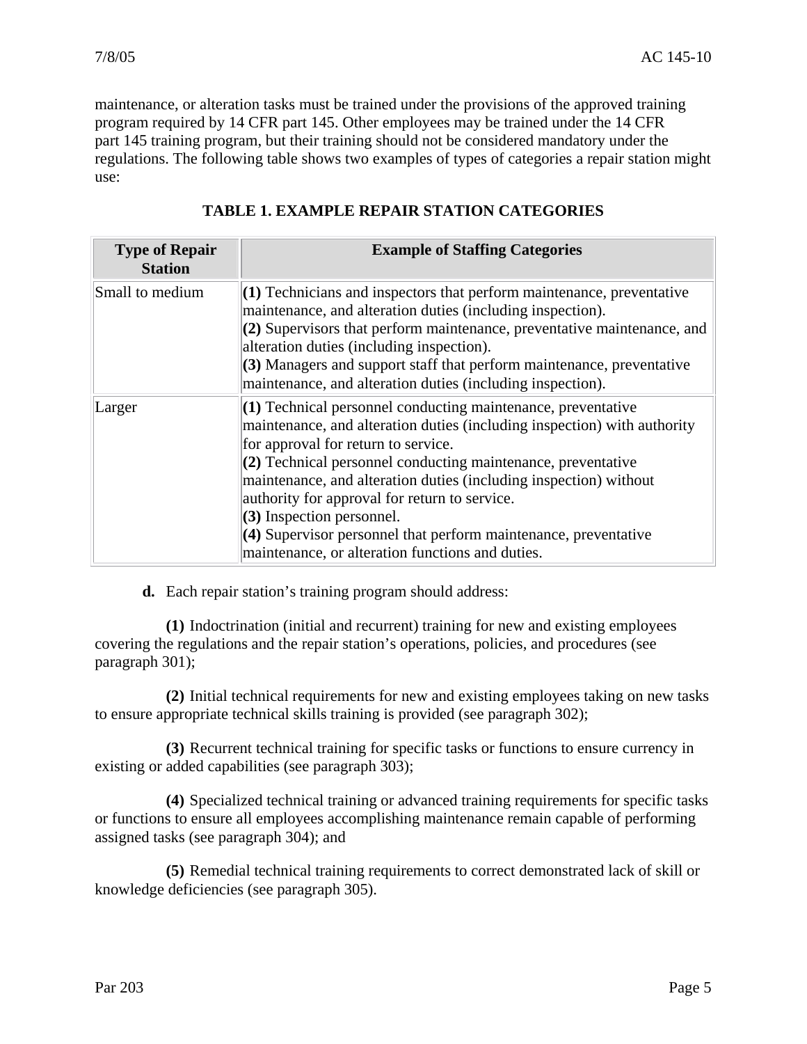maintenance, or alteration tasks must be trained under the provisions of the approved training program required by 14 CFR part 145. Other employees may be trained under the 14 CFR part 145 training program, but their training should not be considered mandatory under the regulations. The following table shows two examples of types of categories a repair station might use:

**TABLE 1. EXAMPLE REPAIR STATION CATEGORIES**

| Type of Repair Station | Example of Staffing Categories |
|---|---|
| Small to medium | **(1)** Technicians and inspectors that perform maintenance, preventative maintenance, and alteration duties (including inspection).<br>**(2)** Supervisors that perform maintenance, preventative maintenance, and alteration duties (including inspection).<br>**(3)** Managers and support staff that perform maintenance, preventative maintenance, and alteration duties (including inspection). |
| Larger | **(1)** Technical personnel conducting maintenance, preventative maintenance, and alteration duties (including inspection) with authority for approval for return to service.<br>**(2)** Technical personnel conducting maintenance, preventative maintenance, and alteration duties (including inspection) without authority for approval for return to service.<br>**(3)** Inspection personnel.<br>**(4)** Supervisor personnel that perform maintenance, preventative maintenance, or alteration functions and duties. |

**d.** Each repair station's training program should address:

**(1)** Indoctrination (initial and recurrent) training for new and existing employees covering the regulations and the repair station's operations, policies, and procedures (see paragraph 301);

**(2)** Initial technical requirements for new and existing employees taking on new tasks to ensure appropriate technical skills training is provided (see paragraph 302);

**(3)** Recurrent technical training for specific tasks or functions to ensure currency in existing or added capabilities (see paragraph 303);

**(4)** Specialized technical training or advanced training requirements for specific tasks or functions to ensure all employees accomplishing maintenance remain capable of performing assigned tasks (see paragraph 304); and

**(5)** Remedial technical training requirements to correct demonstrated lack of skill or knowledge deficiencies (see paragraph 305).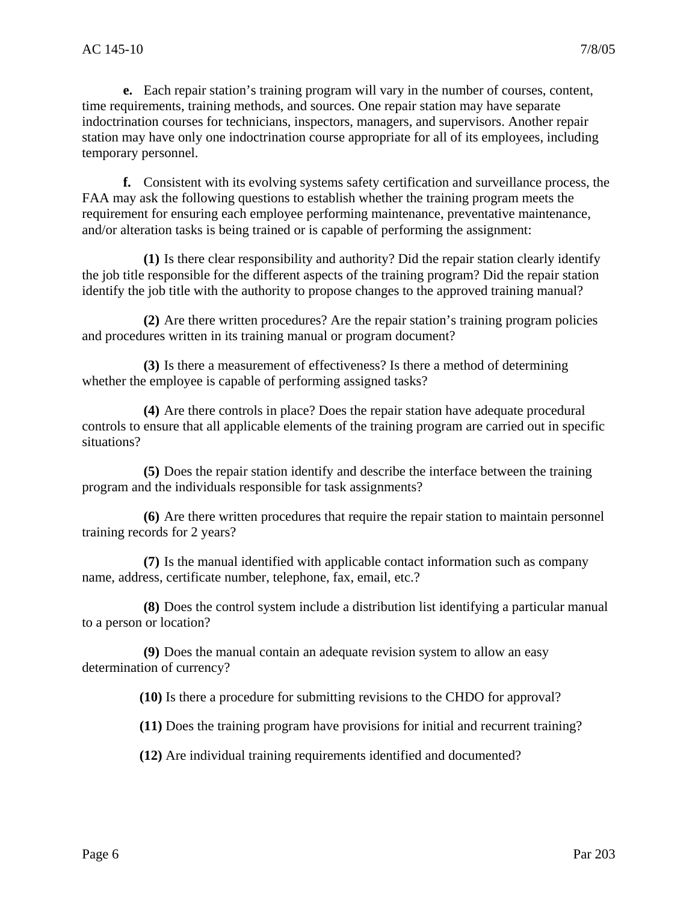**e.** Each repair station's training program will vary in the number of courses, content, time requirements, training methods, and sources. One repair station may have separate indoctrination courses for technicians, inspectors, managers, and supervisors. Another repair station may have only one indoctrination course appropriate for all of its employees, including temporary personnel.

**f.** Consistent with its evolving systems safety certification and surveillance process, the FAA may ask the following questions to establish whether the training program meets the requirement for ensuring each employee performing maintenance, preventative maintenance, and/or alteration tasks is being trained or is capable of performing the assignment:

**(1)** Is there clear responsibility and authority? Did the repair station clearly identify the job title responsible for the different aspects of the training program? Did the repair station identify the job title with the authority to propose changes to the approved training manual?

**(2)** Are there written procedures? Are the repair station's training program policies and procedures written in its training manual or program document?

**(3)** Is there a measurement of effectiveness? Is there a method of determining whether the employee is capable of performing assigned tasks?

**(4)** Are there controls in place? Does the repair station have adequate procedural controls to ensure that all applicable elements of the training program are carried out in specific situations?

**(5)** Does the repair station identify and describe the interface between the training program and the individuals responsible for task assignments?

**(6)** Are there written procedures that require the repair station to maintain personnel training records for 2 years?

**(7)** Is the manual identified with applicable contact information such as company name, address, certificate number, telephone, fax, email, etc.?

**(8)** Does the control system include a distribution list identifying a particular manual to a person or location?

**(9)** Does the manual contain an adequate revision system to allow an easy determination of currency?

**(10)** Is there a procedure for submitting revisions to the CHDO for approval?

**(11)** Does the training program have provisions for initial and recurrent training?

**(12)** Are individual training requirements identified and documented?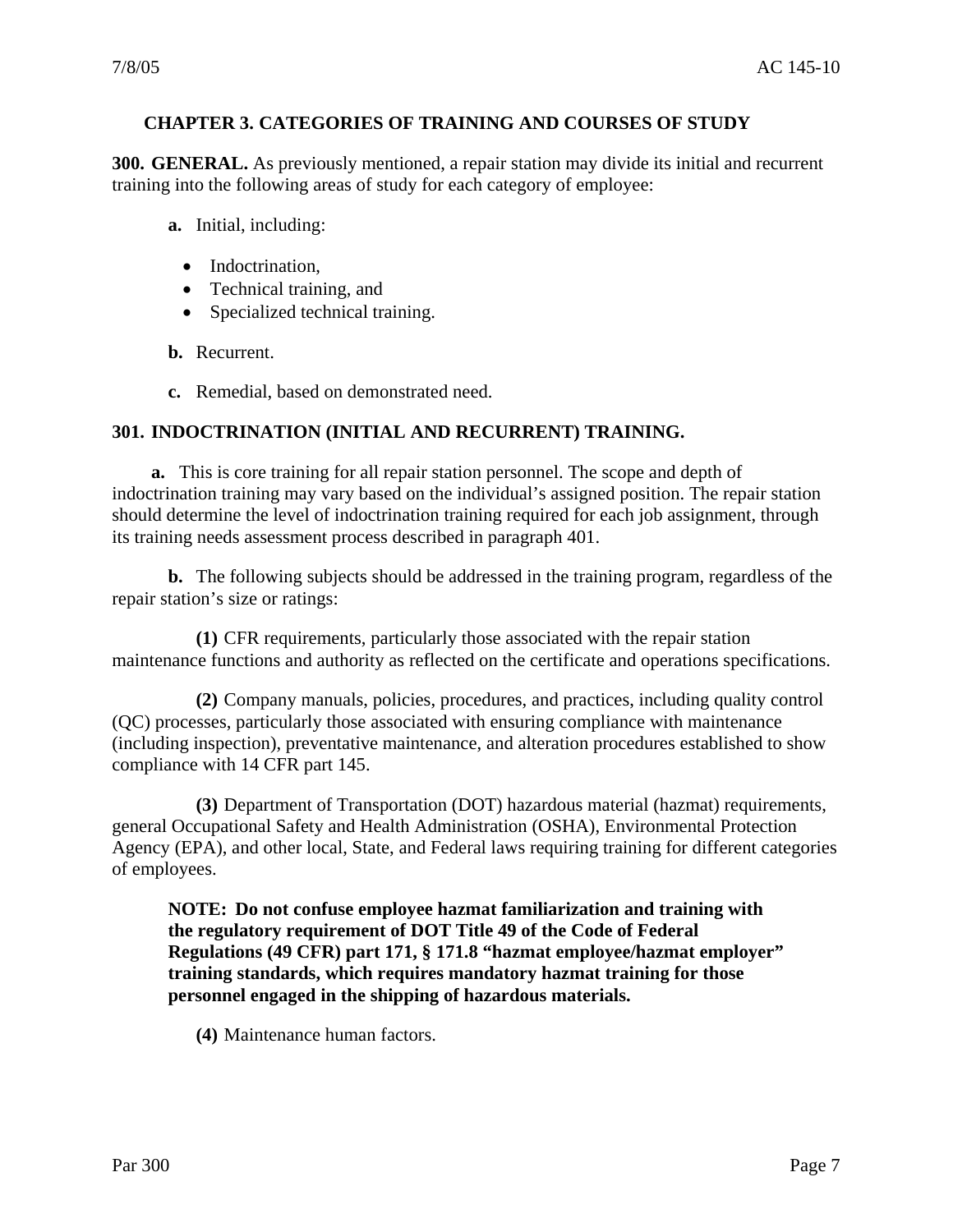## CHAPTER 3. CATEGORIES OF TRAINING AND COURSES OF STUDY

**300. GENERAL.** As previously mentioned, a repair station may divide its initial and recurrent training into the following areas of study for each category of employee:

**a.** Initial, including:

- Indoctrination,
- Technical training, and
- Specialized technical training.

**b.** Recurrent.

**c.** Remedial, based on demonstrated need.

**301. INDOCTRINATION (INITIAL AND RECURRENT) TRAINING.**

**a.** This is core training for all repair station personnel. The scope and depth of indoctrination training may vary based on the individual's assigned position. The repair station should determine the level of indoctrination training required for each job assignment, through its training needs assessment process described in paragraph 401.

**b.** The following subjects should be addressed in the training program, regardless of the repair station's size or ratings:

**(1)** CFR requirements, particularly those associated with the repair station maintenance functions and authority as reflected on the certificate and operations specifications.

**(2)** Company manuals, policies, procedures, and practices, including quality control (QC) processes, particularly those associated with ensuring compliance with maintenance (including inspection), preventative maintenance, and alteration procedures established to show compliance with 14 CFR part 145.

**(3)** Department of Transportation (DOT) hazardous material (hazmat) requirements, general Occupational Safety and Health Administration (OSHA), Environmental Protection Agency (EPA), and other local, State, and Federal laws requiring training for different categories of employees.

**NOTE: Do not confuse employee hazmat familiarization and training with the regulatory requirement of DOT Title 49 of the Code of Federal Regulations (49 CFR) part 171, § 171.8 "hazmat employee/hazmat employer" training standards, which requires mandatory hazmat training for those personnel engaged in the shipping of hazardous materials.**

**(4)** Maintenance human factors.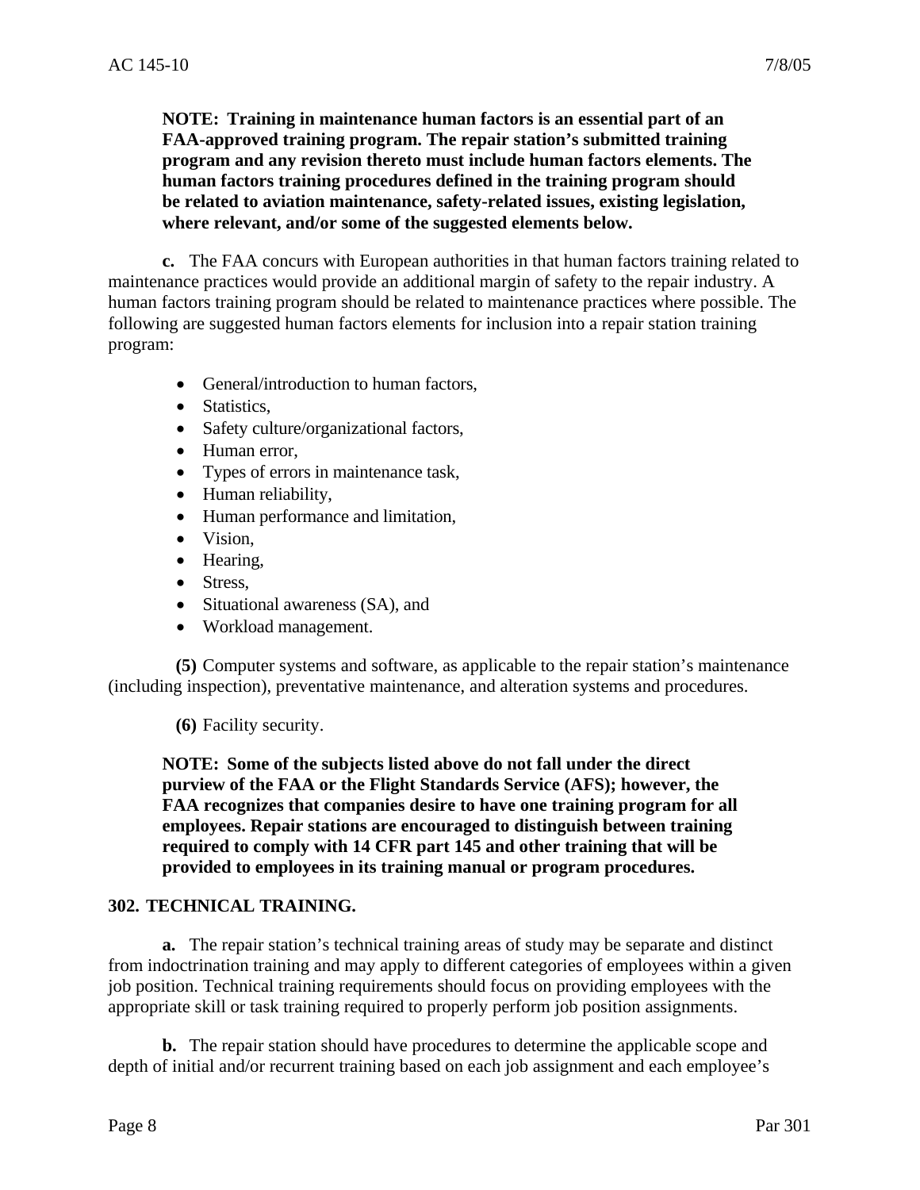**NOTE: Training in maintenance human factors is an essential part of an FAA-approved training program. The repair station's submitted training program and any revision thereto must include human factors elements. The human factors training procedures defined in the training program should be related to aviation maintenance, safety-related issues, existing legislation, where relevant, and/or some of the suggested elements below.**

**c.** The FAA concurs with European authorities in that human factors training related to maintenance practices would provide an additional margin of safety to the repair industry. A human factors training program should be related to maintenance practices where possible. The following are suggested human factors elements for inclusion into a repair station training program:

- General/introduction to human factors,
- Statistics,
- Safety culture/organizational factors,
- Human error,
- Types of errors in maintenance task,
- Human reliability,
- Human performance and limitation,
- Vision,
- Hearing,
- Stress,
- Situational awareness (SA), and
- Workload management.

**(5)** Computer systems and software, as applicable to the repair station's maintenance (including inspection), preventative maintenance, and alteration systems and procedures.

**(6)** Facility security.

**NOTE: Some of the subjects listed above do not fall under the direct purview of the FAA or the Flight Standards Service (AFS); however, the FAA recognizes that companies desire to have one training program for all employees. Repair stations are encouraged to distinguish between training required to comply with 14 CFR part 145 and other training that will be provided to employees in its training manual or program procedures.**

## 302. TECHNICAL TRAINING.

**a.** The repair station's technical training areas of study may be separate and distinct from indoctrination training and may apply to different categories of employees within a given job position. Technical training requirements should focus on providing employees with the appropriate skill or task training required to properly perform job position assignments.

**b.** The repair station should have procedures to determine the applicable scope and depth of initial and/or recurrent training based on each job assignment and each employee's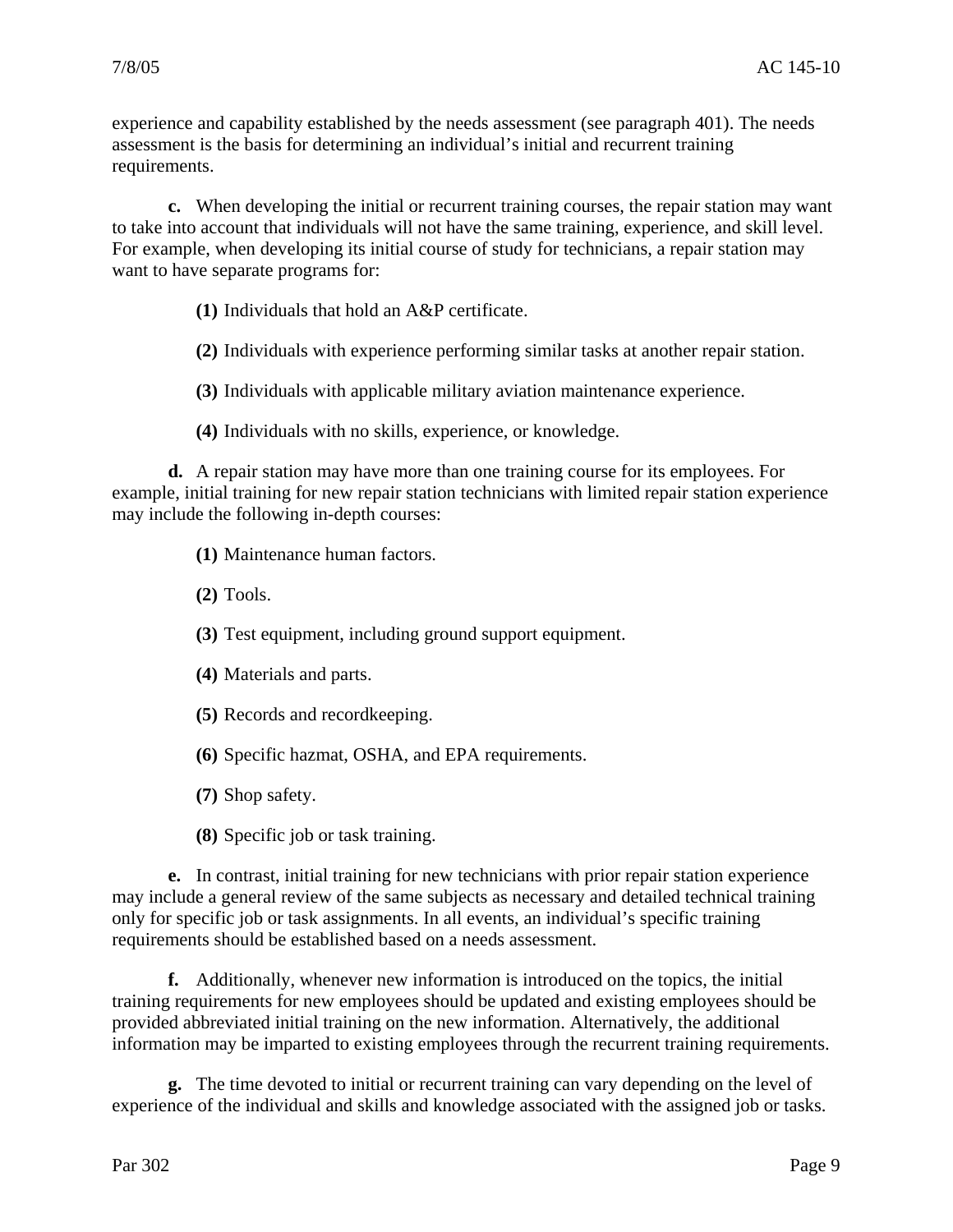experience and capability established by the needs assessment (see paragraph 401). The needs assessment is the basis for determining an individual's initial and recurrent training requirements.

**c.** When developing the initial or recurrent training courses, the repair station may want to take into account that individuals will not have the same training, experience, and skill level. For example, when developing its initial course of study for technicians, a repair station may want to have separate programs for:

**(1)** Individuals that hold an A&P certificate.

**(2)** Individuals with experience performing similar tasks at another repair station.

**(3)** Individuals with applicable military aviation maintenance experience.

**(4)** Individuals with no skills, experience, or knowledge.

**d.** A repair station may have more than one training course for its employees. For example, initial training for new repair station technicians with limited repair station experience may include the following in-depth courses:

**(1)** Maintenance human factors.

**(2)** Tools.

**(3)** Test equipment, including ground support equipment.

**(4)** Materials and parts.

**(5)** Records and recordkeeping.

**(6)** Specific hazmat, OSHA, and EPA requirements.

**(7)** Shop safety.

**(8)** Specific job or task training.

**e.** In contrast, initial training for new technicians with prior repair station experience may include a general review of the same subjects as necessary and detailed technical training only for specific job or task assignments. In all events, an individual's specific training requirements should be established based on a needs assessment.

**f.** Additionally, whenever new information is introduced on the topics, the initial training requirements for new employees should be updated and existing employees should be provided abbreviated initial training on the new information. Alternatively, the additional information may be imparted to existing employees through the recurrent training requirements.

**g.** The time devoted to initial or recurrent training can vary depending on the level of experience of the individual and skills and knowledge associated with the assigned job or tasks.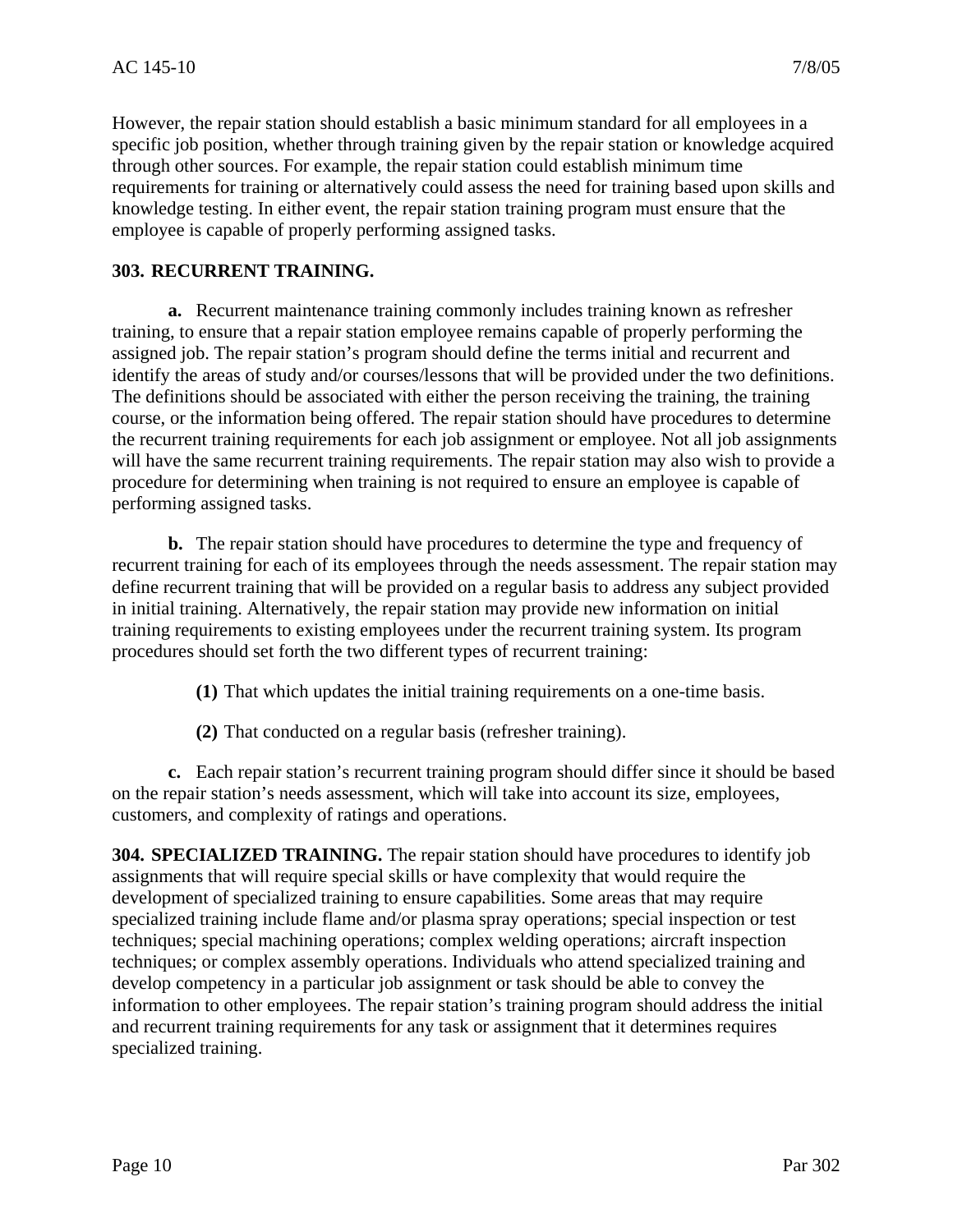However, the repair station should establish a basic minimum standard for all employees in a specific job position, whether through training given by the repair station or knowledge acquired through other sources. For example, the repair station could establish minimum time requirements for training or alternatively could assess the need for training based upon skills and knowledge testing. In either event, the repair station training program must ensure that the employee is capable of properly performing assigned tasks.

**303. RECURRENT TRAINING.**

**a.** Recurrent maintenance training commonly includes training known as refresher training, to ensure that a repair station employee remains capable of properly performing the assigned job. The repair station's program should define the terms initial and recurrent and identify the areas of study and/or courses/lessons that will be provided under the two definitions. The definitions should be associated with either the person receiving the training, the training course, or the information being offered. The repair station should have procedures to determine the recurrent training requirements for each job assignment or employee. Not all job assignments will have the same recurrent training requirements. The repair station may also wish to provide a procedure for determining when training is not required to ensure an employee is capable of performing assigned tasks.

**b.** The repair station should have procedures to determine the type and frequency of recurrent training for each of its employees through the needs assessment. The repair station may define recurrent training that will be provided on a regular basis to address any subject provided in initial training. Alternatively, the repair station may provide new information on initial training requirements to existing employees under the recurrent training system. Its program procedures should set forth the two different types of recurrent training:

**(1)** That which updates the initial training requirements on a one-time basis.

**(2)** That conducted on a regular basis (refresher training).

**c.** Each repair station's recurrent training program should differ since it should be based on the repair station's needs assessment, which will take into account its size, employees, customers, and complexity of ratings and operations.

**304. SPECIALIZED TRAINING.** The repair station should have procedures to identify job assignments that will require special skills or have complexity that would require the development of specialized training to ensure capabilities. Some areas that may require specialized training include flame and/or plasma spray operations; special inspection or test techniques; special machining operations; complex welding operations; aircraft inspection techniques; or complex assembly operations. Individuals who attend specialized training and develop competency in a particular job assignment or task should be able to convey the information to other employees. The repair station's training program should address the initial and recurrent training requirements for any task or assignment that it determines requires specialized training.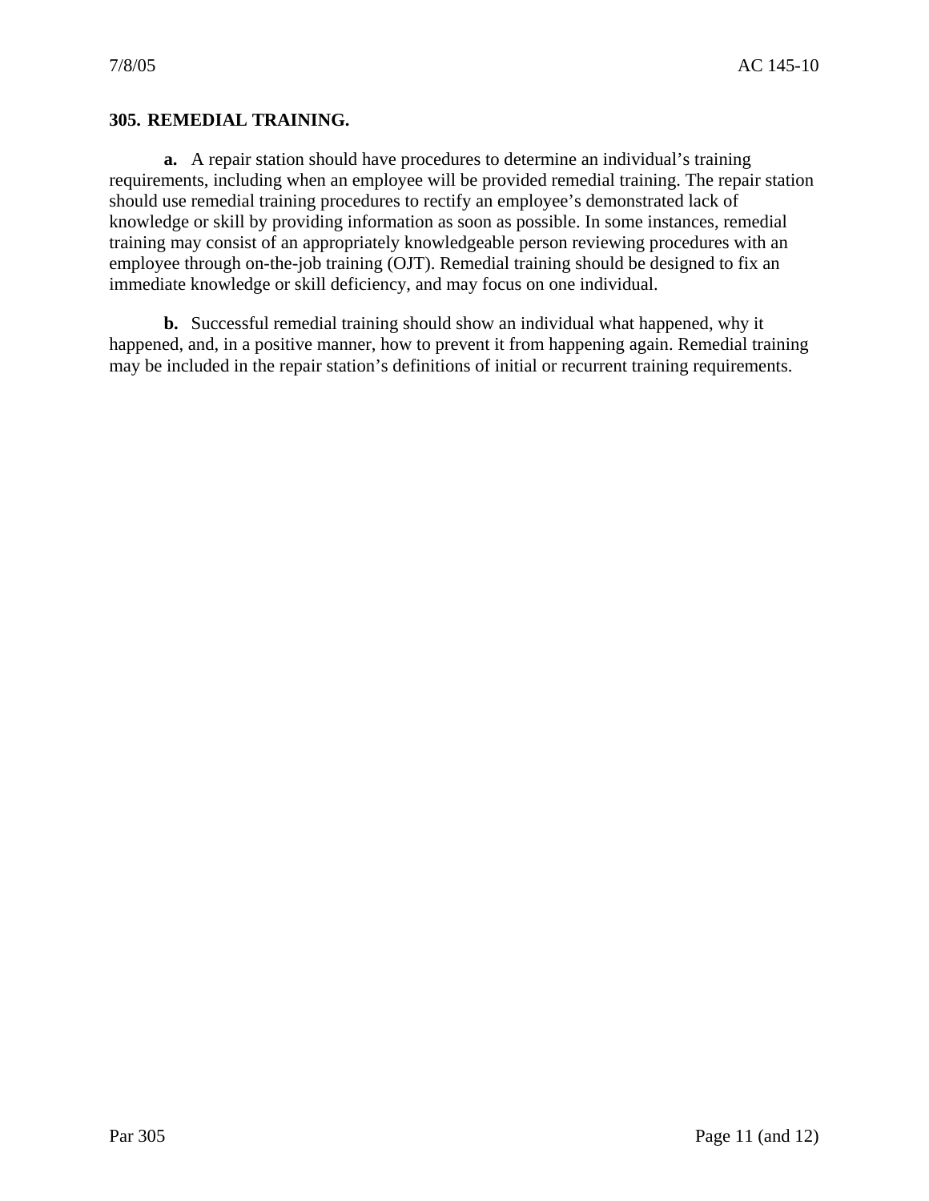## 305. REMEDIAL TRAINING.

**a.** A repair station should have procedures to determine an individual's training requirements, including when an employee will be provided remedial training. The repair station should use remedial training procedures to rectify an employee's demonstrated lack of knowledge or skill by providing information as soon as possible. In some instances, remedial training may consist of an appropriately knowledgeable person reviewing procedures with an employee through on-the-job training (OJT). Remedial training should be designed to fix an immediate knowledge or skill deficiency, and may focus on one individual.

**b.** Successful remedial training should show an individual what happened, why it happened, and, in a positive manner, how to prevent it from happening again. Remedial training may be included in the repair station's definitions of initial or recurrent training requirements.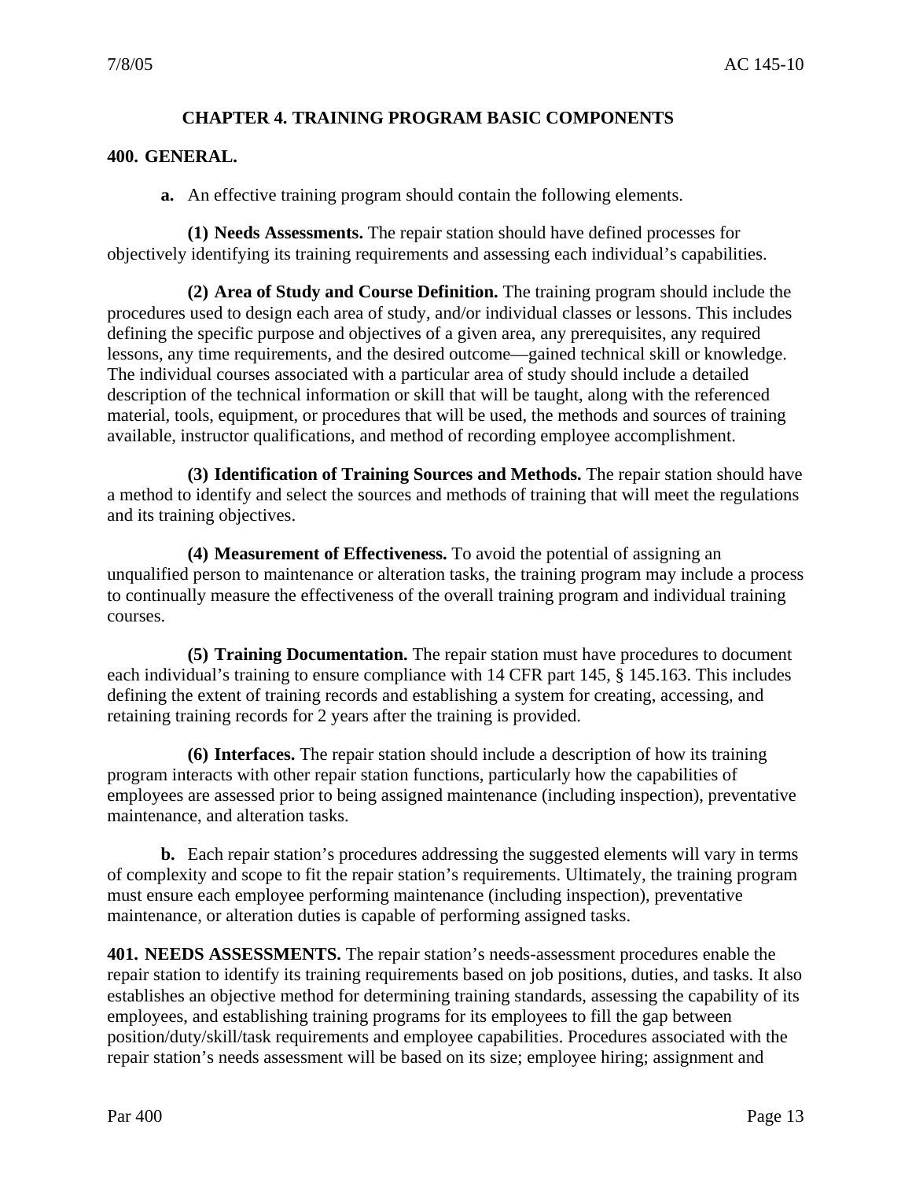## CHAPTER 4. TRAINING PROGRAM BASIC COMPONENTS

### 400. GENERAL.

**a.** An effective training program should contain the following elements.

**(1) Needs Assessments.** The repair station should have defined processes for objectively identifying its training requirements and assessing each individual's capabilities.

**(2) Area of Study and Course Definition.** The training program should include the procedures used to design each area of study, and/or individual classes or lessons. This includes defining the specific purpose and objectives of a given area, any prerequisites, any required lessons, any time requirements, and the desired outcome—gained technical skill or knowledge. The individual courses associated with a particular area of study should include a detailed description of the technical information or skill that will be taught, along with the referenced material, tools, equipment, or procedures that will be used, the methods and sources of training available, instructor qualifications, and method of recording employee accomplishment.

**(3) Identification of Training Sources and Methods.** The repair station should have a method to identify and select the sources and methods of training that will meet the regulations and its training objectives.

**(4) Measurement of Effectiveness.** To avoid the potential of assigning an unqualified person to maintenance or alteration tasks, the training program may include a process to continually measure the effectiveness of the overall training program and individual training courses.

**(5) Training Documentation.** The repair station must have procedures to document each individual's training to ensure compliance with 14 CFR part 145, § 145.163. This includes defining the extent of training records and establishing a system for creating, accessing, and retaining training records for 2 years after the training is provided.

**(6) Interfaces.** The repair station should include a description of how its training program interacts with other repair station functions, particularly how the capabilities of employees are assessed prior to being assigned maintenance (including inspection), preventative maintenance, and alteration tasks.

**b.** Each repair station's procedures addressing the suggested elements will vary in terms of complexity and scope to fit the repair station's requirements. Ultimately, the training program must ensure each employee performing maintenance (including inspection), preventative maintenance, or alteration duties is capable of performing assigned tasks.

**401. NEEDS ASSESSMENTS.** The repair station's needs-assessment procedures enable the repair station to identify its training requirements based on job positions, duties, and tasks. It also establishes an objective method for determining training standards, assessing the capability of its employees, and establishing training programs for its employees to fill the gap between position/duty/skill/task requirements and employee capabilities. Procedures associated with the repair station's needs assessment will be based on its size; employee hiring; assignment and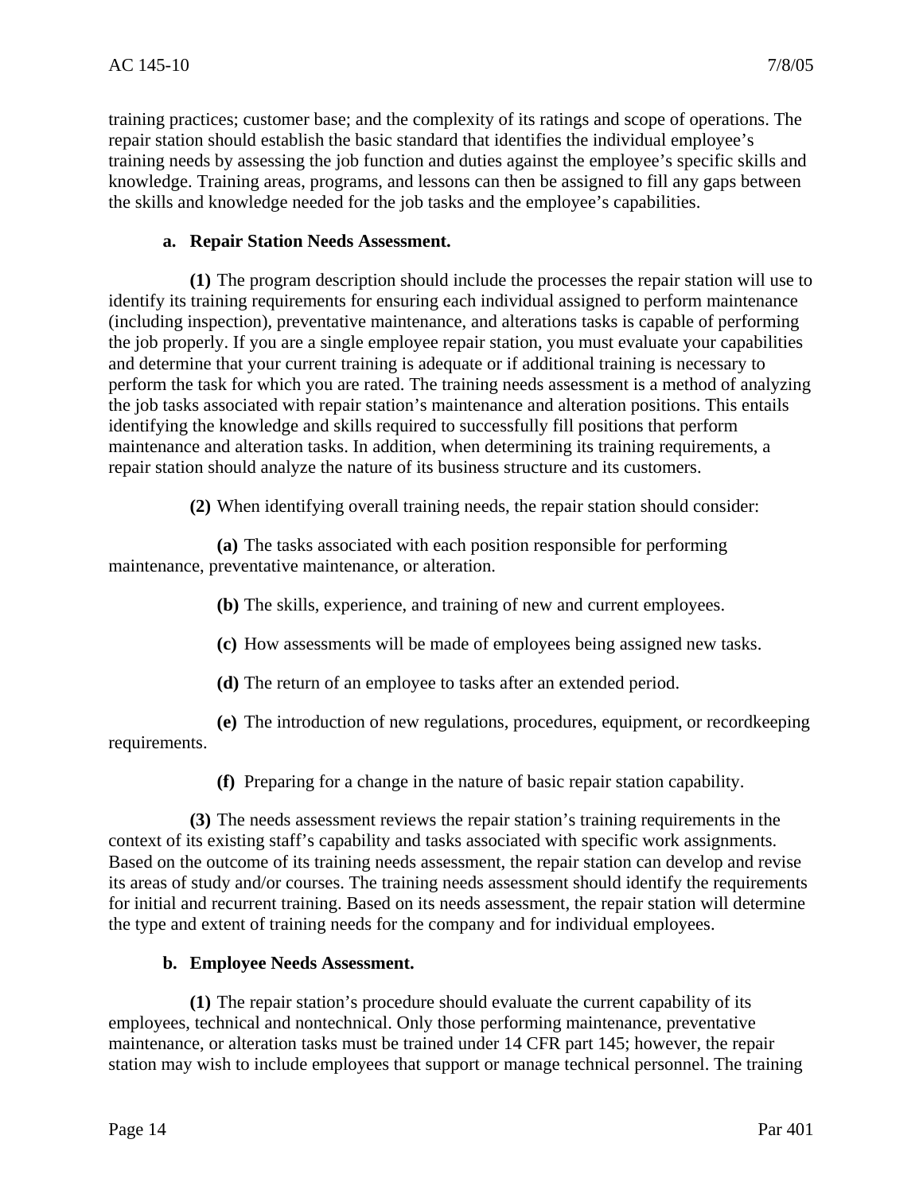training practices; customer base; and the complexity of its ratings and scope of operations. The repair station should establish the basic standard that identifies the individual employee's training needs by assessing the job function and duties against the employee's specific skills and knowledge. Training areas, programs, and lessons can then be assigned to fill any gaps between the skills and knowledge needed for the job tasks and the employee's capabilities.

**a. Repair Station Needs Assessment.**

**(1)** The program description should include the processes the repair station will use to identify its training requirements for ensuring each individual assigned to perform maintenance (including inspection), preventative maintenance, and alterations tasks is capable of performing the job properly. If you are a single employee repair station, you must evaluate your capabilities and determine that your current training is adequate or if additional training is necessary to perform the task for which you are rated. The training needs assessment is a method of analyzing the job tasks associated with repair station's maintenance and alteration positions. This entails identifying the knowledge and skills required to successfully fill positions that perform maintenance and alteration tasks. In addition, when determining its training requirements, a repair station should analyze the nature of its business structure and its customers.

**(2)** When identifying overall training needs, the repair station should consider:

**(a)** The tasks associated with each position responsible for performing maintenance, preventative maintenance, or alteration.

**(b)** The skills, experience, and training of new and current employees.

**(c)** How assessments will be made of employees being assigned new tasks.

**(d)** The return of an employee to tasks after an extended period.

**(e)** The introduction of new regulations, procedures, equipment, or recordkeeping requirements.

**(f)** Preparing for a change in the nature of basic repair station capability.

**(3)** The needs assessment reviews the repair station's training requirements in the context of its existing staff's capability and tasks associated with specific work assignments. Based on the outcome of its training needs assessment, the repair station can develop and revise its areas of study and/or courses. The training needs assessment should identify the requirements for initial and recurrent training. Based on its needs assessment, the repair station will determine the type and extent of training needs for the company and for individual employees.

**b. Employee Needs Assessment.**

**(1)** The repair station's procedure should evaluate the current capability of its employees, technical and nontechnical. Only those performing maintenance, preventative maintenance, or alteration tasks must be trained under 14 CFR part 145; however, the repair station may wish to include employees that support or manage technical personnel. The training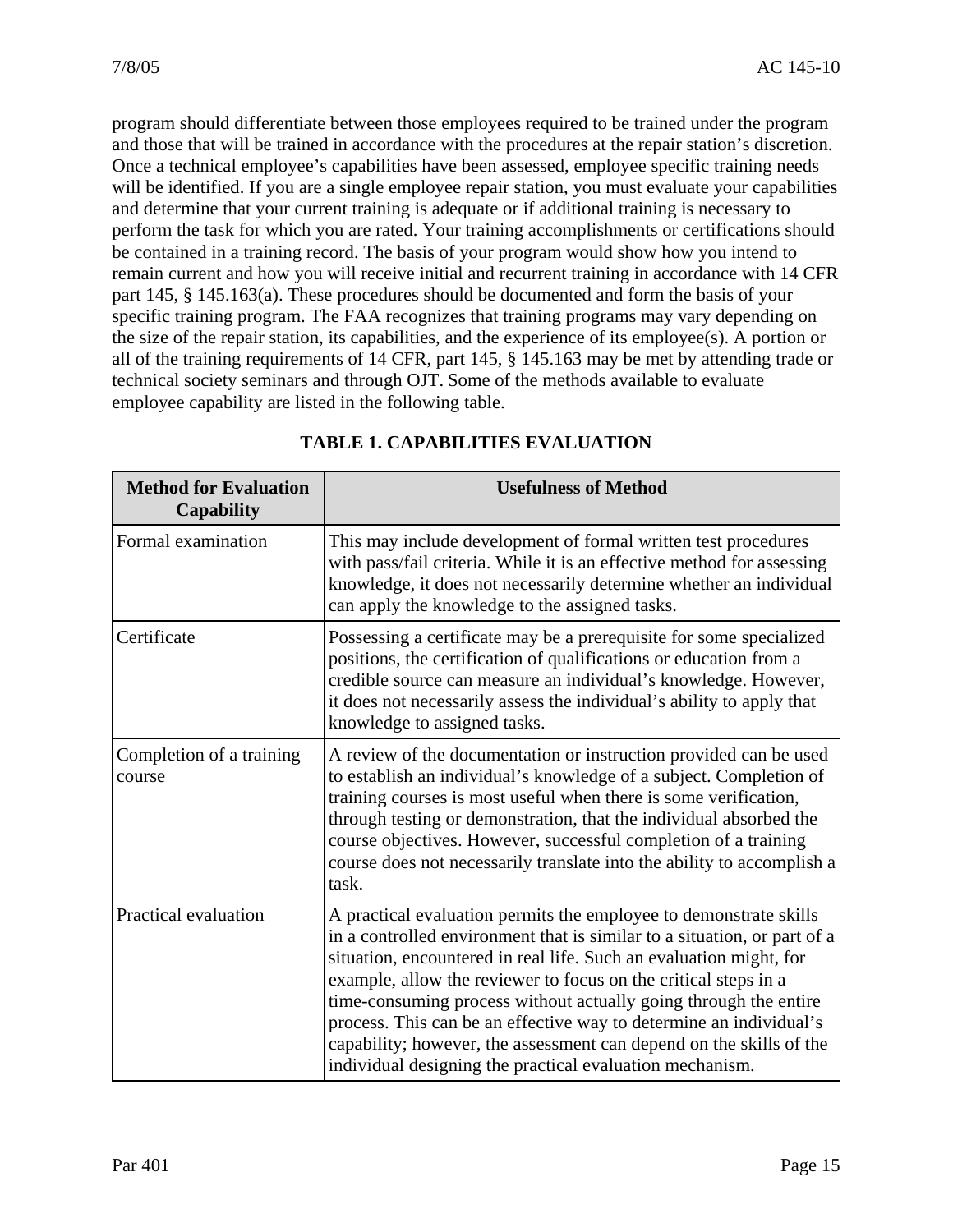program should differentiate between those employees required to be trained under the program and those that will be trained in accordance with the procedures at the repair station's discretion. Once a technical employee's capabilities have been assessed, employee specific training needs will be identified. If you are a single employee repair station, you must evaluate your capabilities and determine that your current training is adequate or if additional training is necessary to perform the task for which you are rated. Your training accomplishments or certifications should be contained in a training record. The basis of your program would show how you intend to remain current and how you will receive initial and recurrent training in accordance with 14 CFR part 145, § 145.163(a). These procedures should be documented and form the basis of your specific training program. The FAA recognizes that training programs may vary depending on the size of the repair station, its capabilities, and the experience of its employee(s). A portion or all of the training requirements of 14 CFR, part 145, § 145.163 may be met by attending trade or technical society seminars and through OJT. Some of the methods available to evaluate employee capability are listed in the following table.

**TABLE 1. CAPABILITIES EVALUATION**

| Method for Evaluation Capability | Usefulness of Method |
|---|---|
| Formal examination | This may include development of formal written test procedures with pass/fail criteria. While it is an effective method for assessing knowledge, it does not necessarily determine whether an individual can apply the knowledge to the assigned tasks. |
| Certificate | Possessing a certificate may be a prerequisite for some specialized positions, the certification of qualifications or education from a credible source can measure an individual's knowledge. However, it does not necessarily assess the individual's ability to apply that knowledge to assigned tasks. |
| Completion of a training course | A review of the documentation or instruction provided can be used to establish an individual's knowledge of a subject. Completion of training courses is most useful when there is some verification, through testing or demonstration, that the individual absorbed the course objectives. However, successful completion of a training course does not necessarily translate into the ability to accomplish a task. |
| Practical evaluation | A practical evaluation permits the employee to demonstrate skills in a controlled environment that is similar to a situation, or part of a situation, encountered in real life. Such an evaluation might, for example, allow the reviewer to focus on the critical steps in a time-consuming process without actually going through the entire process. This can be an effective way to determine an individual's capability; however, the assessment can depend on the skills of the individual designing the practical evaluation mechanism. |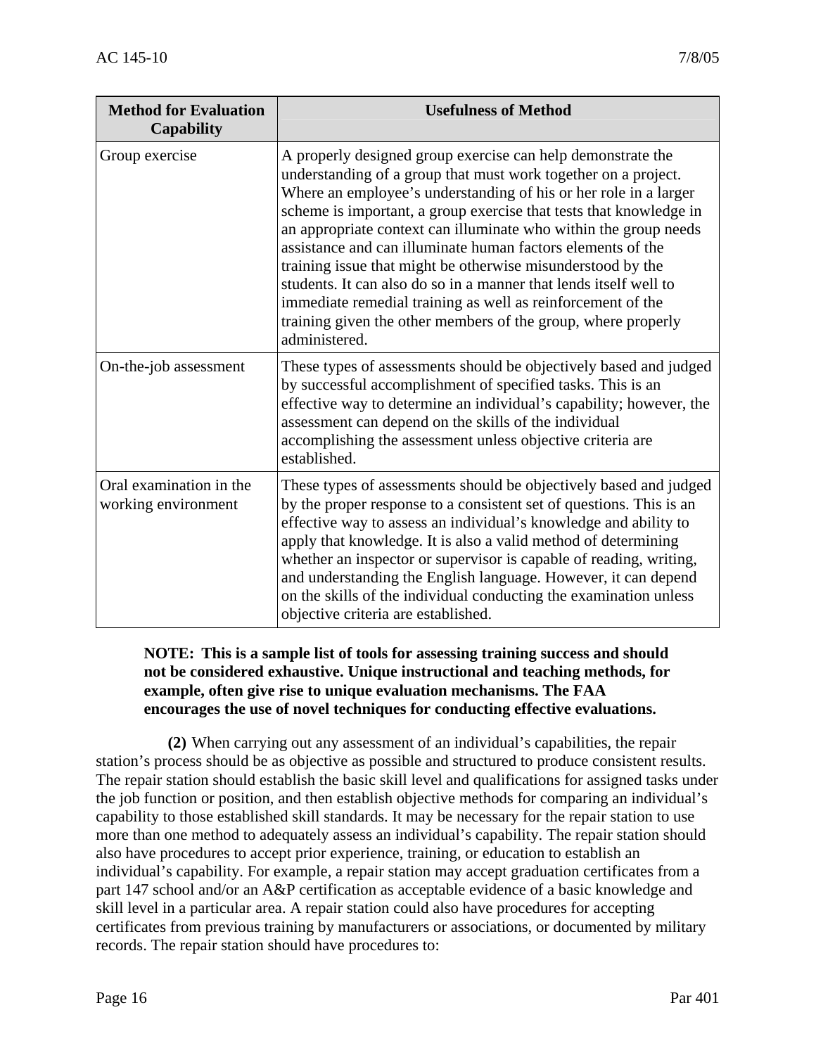| Method for Evaluation Capability | Usefulness of Method |
|---|---|
| Group exercise | A properly designed group exercise can help demonstrate the understanding of a group that must work together on a project. Where an employee's understanding of his or her role in a larger scheme is important, a group exercise that tests that knowledge in an appropriate context can illuminate who within the group needs assistance and can illuminate human factors elements of the training issue that might be otherwise misunderstood by the students. It can also do so in a manner that lends itself well to immediate remedial training as well as reinforcement of the training given the other members of the group, where properly administered. |
| On-the-job assessment | These types of assessments should be objectively based and judged by successful accomplishment of specified tasks. This is an effective way to determine an individual's capability; however, the assessment can depend on the skills of the individual accomplishing the assessment unless objective criteria are established. |
| Oral examination in the working environment | These types of assessments should be objectively based and judged by the proper response to a consistent set of questions. This is an effective way to assess an individual's knowledge and ability to apply that knowledge. It is also a valid method of determining whether an inspector or supervisor is capable of reading, writing, and understanding the English language. However, it can depend on the skills of the individual conducting the examination unless objective criteria are established. |

**NOTE: This is a sample list of tools for assessing training success and should not be considered exhaustive. Unique instructional and teaching methods, for example, often give rise to unique evaluation mechanisms. The FAA encourages the use of novel techniques for conducting effective evaluations.**

**(2)** When carrying out any assessment of an individual's capabilities, the repair station's process should be as objective as possible and structured to produce consistent results. The repair station should establish the basic skill level and qualifications for assigned tasks under the job function or position, and then establish objective methods for comparing an individual's capability to those established skill standards. It may be necessary for the repair station to use more than one method to adequately assess an individual's capability. The repair station should also have procedures to accept prior experience, training, or education to establish an individual's capability. For example, a repair station may accept graduation certificates from a part 147 school and/or an A&P certification as acceptable evidence of a basic knowledge and skill level in a particular area. A repair station could also have procedures for accepting certificates from previous training by manufacturers or associations, or documented by military records. The repair station should have procedures to: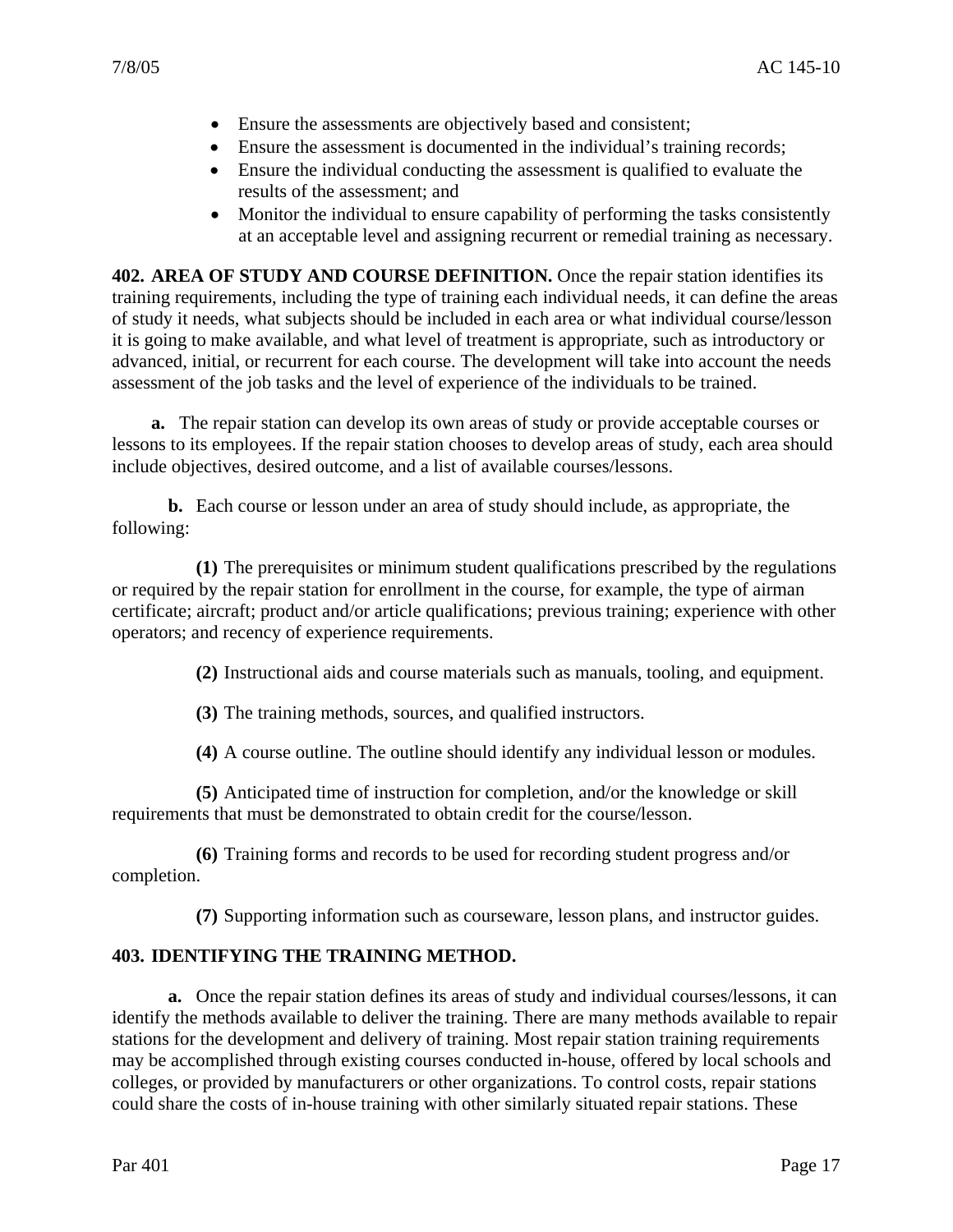- Ensure the assessments are objectively based and consistent;
- Ensure the assessment is documented in the individual's training records;
- Ensure the individual conducting the assessment is qualified to evaluate the results of the assessment; and
- Monitor the individual to ensure capability of performing the tasks consistently at an acceptable level and assigning recurrent or remedial training as necessary.

**402. AREA OF STUDY AND COURSE DEFINITION.** Once the repair station identifies its training requirements, including the type of training each individual needs, it can define the areas of study it needs, what subjects should be included in each area or what individual course/lesson it is going to make available, and what level of treatment is appropriate, such as introductory or advanced, initial, or recurrent for each course. The development will take into account the needs assessment of the job tasks and the level of experience of the individuals to be trained.

**a.** The repair station can develop its own areas of study or provide acceptable courses or lessons to its employees. If the repair station chooses to develop areas of study, each area should include objectives, desired outcome, and a list of available courses/lessons.

**b.** Each course or lesson under an area of study should include, as appropriate, the following:

**(1)** The prerequisites or minimum student qualifications prescribed by the regulations or required by the repair station for enrollment in the course, for example, the type of airman certificate; aircraft; product and/or article qualifications; previous training; experience with other operators; and recency of experience requirements.

**(2)** Instructional aids and course materials such as manuals, tooling, and equipment.

**(3)** The training methods, sources, and qualified instructors.

**(4)** A course outline. The outline should identify any individual lesson or modules.

**(5)** Anticipated time of instruction for completion, and/or the knowledge or skill requirements that must be demonstrated to obtain credit for the course/lesson.

**(6)** Training forms and records to be used for recording student progress and/or completion.

**(7)** Supporting information such as courseware, lesson plans, and instructor guides.

**403. IDENTIFYING THE TRAINING METHOD.**

**a.** Once the repair station defines its areas of study and individual courses/lessons, it can identify the methods available to deliver the training. There are many methods available to repair stations for the development and delivery of training. Most repair station training requirements may be accomplished through existing courses conducted in-house, offered by local schools and colleges, or provided by manufacturers or other organizations. To control costs, repair stations could share the costs of in-house training with other similarly situated repair stations. These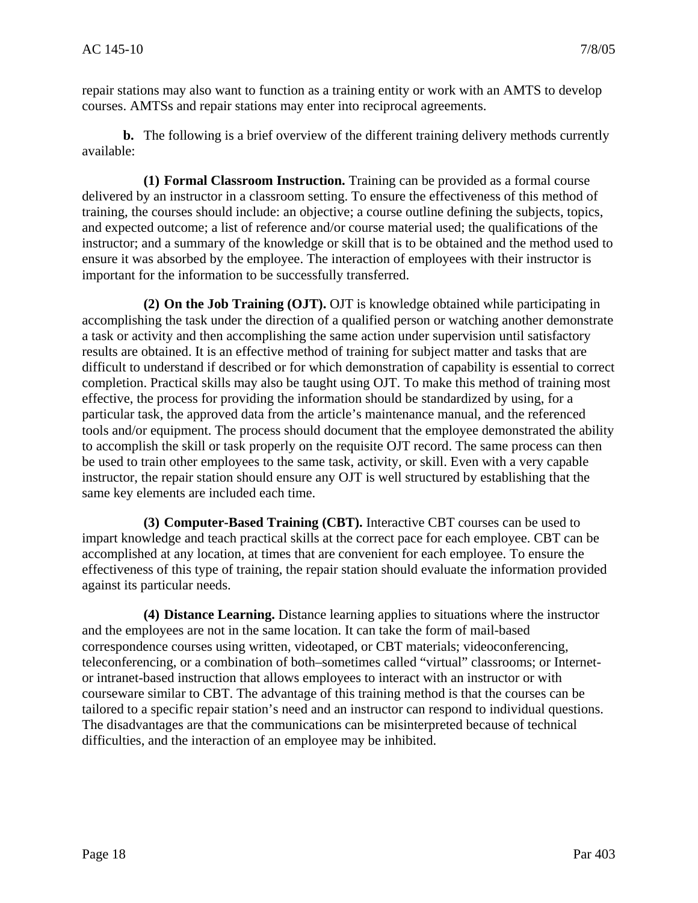repair stations may also want to function as a training entity or work with an AMTS to develop courses. AMTSs and repair stations may enter into reciprocal agreements.

**b.** The following is a brief overview of the different training delivery methods currently available:

**(1) Formal Classroom Instruction.** Training can be provided as a formal course delivered by an instructor in a classroom setting. To ensure the effectiveness of this method of training, the courses should include: an objective; a course outline defining the subjects, topics, and expected outcome; a list of reference and/or course material used; the qualifications of the instructor; and a summary of the knowledge or skill that is to be obtained and the method used to ensure it was absorbed by the employee. The interaction of employees with their instructor is important for the information to be successfully transferred.

**(2) On the Job Training (OJT).** OJT is knowledge obtained while participating in accomplishing the task under the direction of a qualified person or watching another demonstrate a task or activity and then accomplishing the same action under supervision until satisfactory results are obtained. It is an effective method of training for subject matter and tasks that are difficult to understand if described or for which demonstration of capability is essential to correct completion. Practical skills may also be taught using OJT. To make this method of training most effective, the process for providing the information should be standardized by using, for a particular task, the approved data from the article's maintenance manual, and the referenced tools and/or equipment. The process should document that the employee demonstrated the ability to accomplish the skill or task properly on the requisite OJT record. The same process can then be used to train other employees to the same task, activity, or skill. Even with a very capable instructor, the repair station should ensure any OJT is well structured by establishing that the same key elements are included each time.

**(3) Computer-Based Training (CBT).** Interactive CBT courses can be used to impart knowledge and teach practical skills at the correct pace for each employee. CBT can be accomplished at any location, at times that are convenient for each employee. To ensure the effectiveness of this type of training, the repair station should evaluate the information provided against its particular needs.

**(4) Distance Learning.** Distance learning applies to situations where the instructor and the employees are not in the same location. It can take the form of mail-based correspondence courses using written, videotaped, or CBT materials; videoconferencing, teleconferencing, or a combination of both–sometimes called "virtual" classrooms; or Internet- or intranet-based instruction that allows employees to interact with an instructor or with courseware similar to CBT. The advantage of this training method is that the courses can be tailored to a specific repair station's need and an instructor can respond to individual questions. The disadvantages are that the communications can be misinterpreted because of technical difficulties, and the interaction of an employee may be inhibited.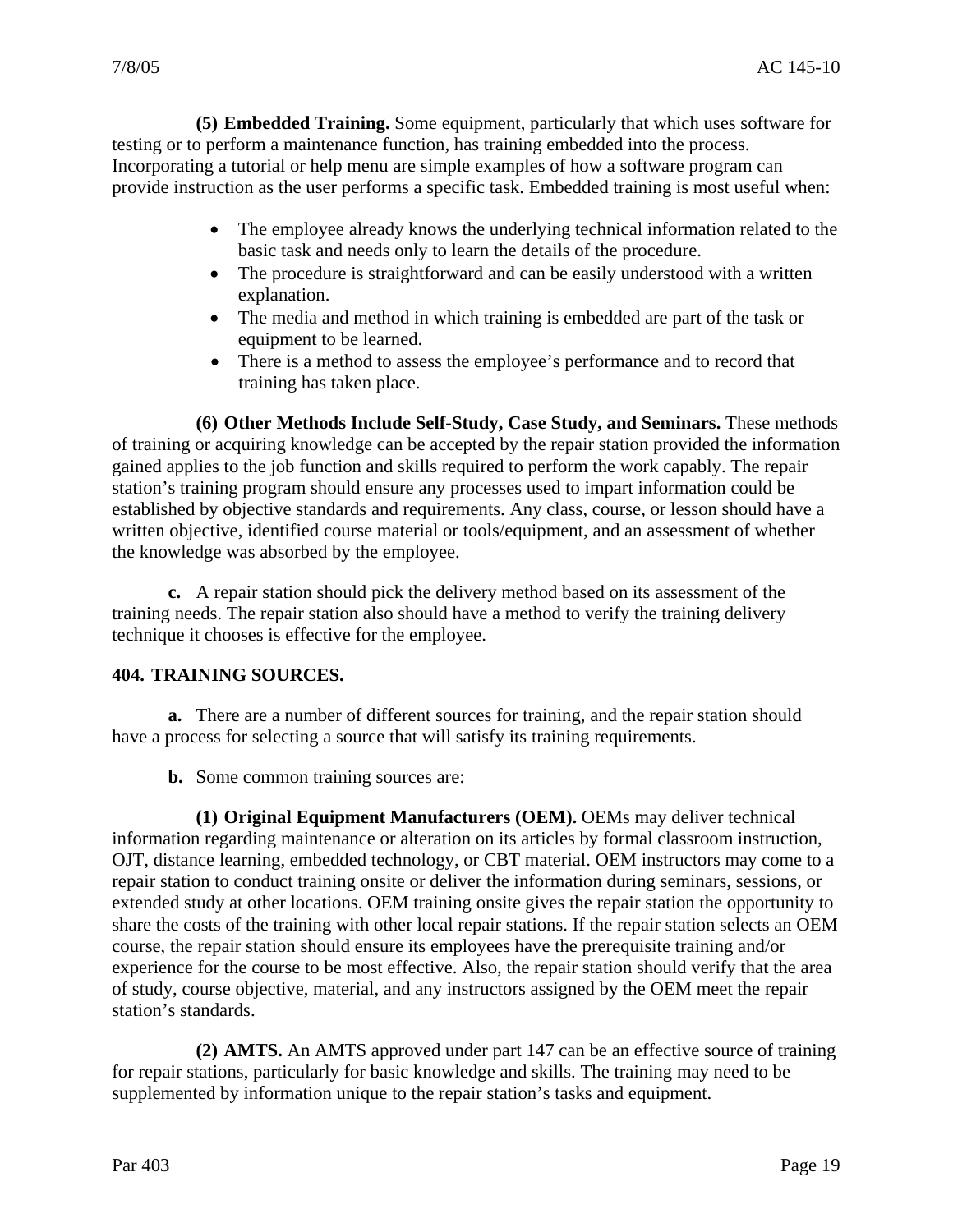**(5) Embedded Training.** Some equipment, particularly that which uses software for testing or to perform a maintenance function, has training embedded into the process. Incorporating a tutorial or help menu are simple examples of how a software program can provide instruction as the user performs a specific task. Embedded training is most useful when:

- The employee already knows the underlying technical information related to the basic task and needs only to learn the details of the procedure.
- The procedure is straightforward and can be easily understood with a written explanation.
- The media and method in which training is embedded are part of the task or equipment to be learned.
- There is a method to assess the employee's performance and to record that training has taken place.

**(6) Other Methods Include Self-Study, Case Study, and Seminars.** These methods of training or acquiring knowledge can be accepted by the repair station provided the information gained applies to the job function and skills required to perform the work capably. The repair station's training program should ensure any processes used to impart information could be established by objective standards and requirements. Any class, course, or lesson should have a written objective, identified course material or tools/equipment, and an assessment of whether the knowledge was absorbed by the employee.

**c.** A repair station should pick the delivery method based on its assessment of the training needs. The repair station also should have a method to verify the training delivery technique it chooses is effective for the employee.

## 404. TRAINING SOURCES.

**a.** There are a number of different sources for training, and the repair station should have a process for selecting a source that will satisfy its training requirements.

**b.** Some common training sources are:

**(1) Original Equipment Manufacturers (OEM).** OEMs may deliver technical information regarding maintenance or alteration on its articles by formal classroom instruction, OJT, distance learning, embedded technology, or CBT material. OEM instructors may come to a repair station to conduct training onsite or deliver the information during seminars, sessions, or extended study at other locations. OEM training onsite gives the repair station the opportunity to share the costs of the training with other local repair stations. If the repair station selects an OEM course, the repair station should ensure its employees have the prerequisite training and/or experience for the course to be most effective. Also, the repair station should verify that the area of study, course objective, material, and any instructors assigned by the OEM meet the repair station's standards.

**(2) AMTS.** An AMTS approved under part 147 can be an effective source of training for repair stations, particularly for basic knowledge and skills. The training may need to be supplemented by information unique to the repair station's tasks and equipment.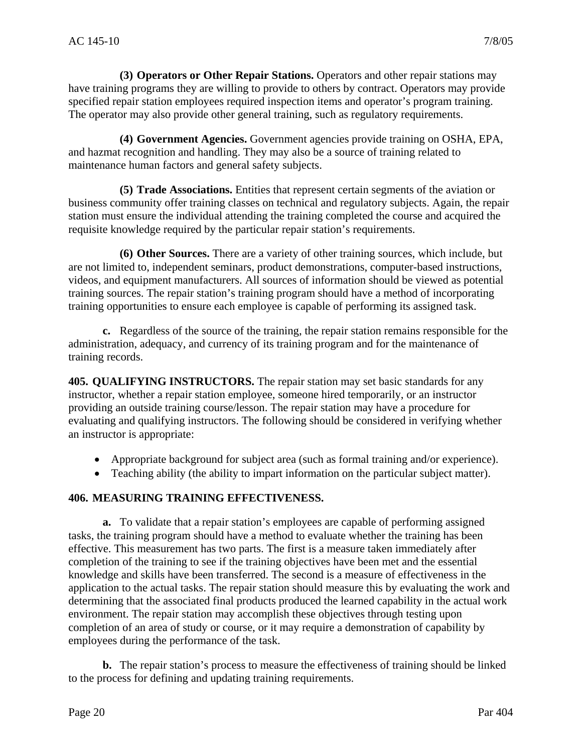**(3) Operators or Other Repair Stations.** Operators and other repair stations may have training programs they are willing to provide to others by contract. Operators may provide specified repair station employees required inspection items and operator's program training. The operator may also provide other general training, such as regulatory requirements.

**(4) Government Agencies.** Government agencies provide training on OSHA, EPA, and hazmat recognition and handling. They may also be a source of training related to maintenance human factors and general safety subjects.

**(5) Trade Associations.** Entities that represent certain segments of the aviation or business community offer training classes on technical and regulatory subjects. Again, the repair station must ensure the individual attending the training completed the course and acquired the requisite knowledge required by the particular repair station's requirements.

**(6) Other Sources.** There are a variety of other training sources, which include, but are not limited to, independent seminars, product demonstrations, computer-based instructions, videos, and equipment manufacturers. All sources of information should be viewed as potential training sources. The repair station's training program should have a method of incorporating training opportunities to ensure each employee is capable of performing its assigned task.

**c.** Regardless of the source of the training, the repair station remains responsible for the administration, adequacy, and currency of its training program and for the maintenance of training records.

**405. QUALIFYING INSTRUCTORS.** The repair station may set basic standards for any instructor, whether a repair station employee, someone hired temporarily, or an instructor providing an outside training course/lesson. The repair station may have a procedure for evaluating and qualifying instructors. The following should be considered in verifying whether an instructor is appropriate:

- Appropriate background for subject area (such as formal training and/or experience).
- Teaching ability (the ability to impart information on the particular subject matter).

**406. MEASURING TRAINING EFFECTIVENESS.**

**a.** To validate that a repair station's employees are capable of performing assigned tasks, the training program should have a method to evaluate whether the training has been effective. This measurement has two parts. The first is a measure taken immediately after completion of the training to see if the training objectives have been met and the essential knowledge and skills have been transferred. The second is a measure of effectiveness in the application to the actual tasks. The repair station should measure this by evaluating the work and determining that the associated final products produced the learned capability in the actual work environment. The repair station may accomplish these objectives through testing upon completion of an area of study or course, or it may require a demonstration of capability by employees during the performance of the task.

**b.** The repair station's process to measure the effectiveness of training should be linked to the process for defining and updating training requirements.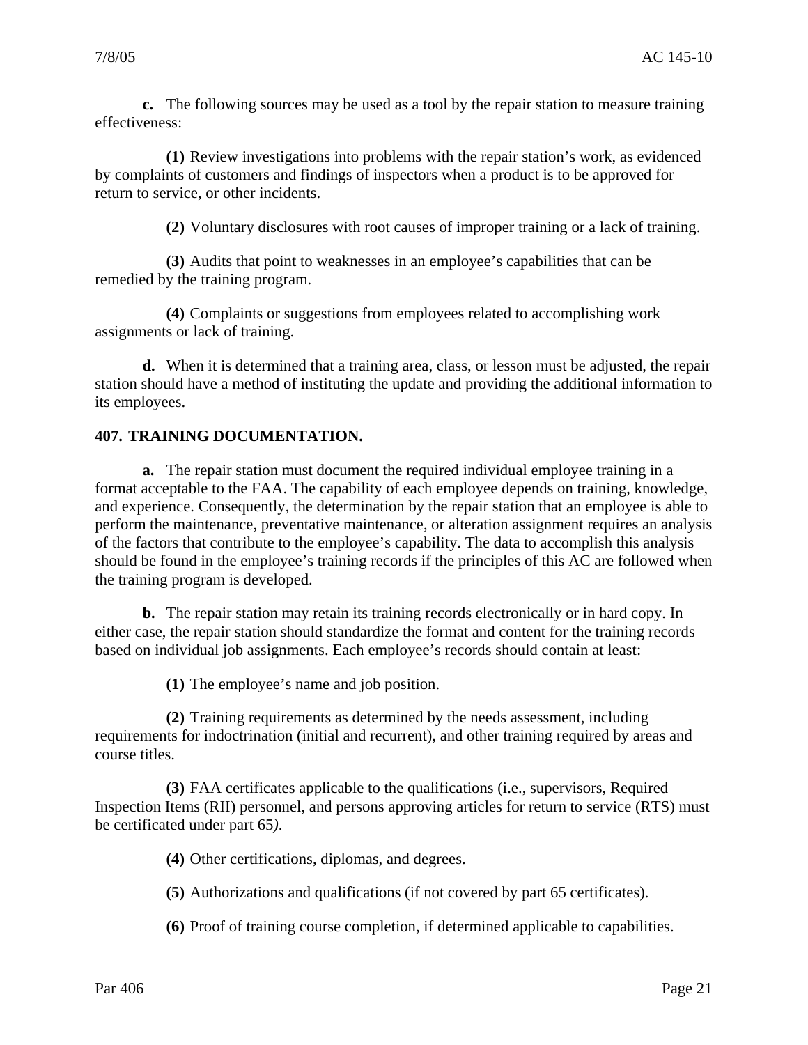**c.** The following sources may be used as a tool by the repair station to measure training effectiveness:

**(1)** Review investigations into problems with the repair station's work, as evidenced by complaints of customers and findings of inspectors when a product is to be approved for return to service, or other incidents.

**(2)** Voluntary disclosures with root causes of improper training or a lack of training.

**(3)** Audits that point to weaknesses in an employee's capabilities that can be remedied by the training program.

**(4)** Complaints or suggestions from employees related to accomplishing work assignments or lack of training.

**d.** When it is determined that a training area, class, or lesson must be adjusted, the repair station should have a method of instituting the update and providing the additional information to its employees.

## 407. TRAINING DOCUMENTATION.

**a.** The repair station must document the required individual employee training in a format acceptable to the FAA. The capability of each employee depends on training, knowledge, and experience. Consequently, the determination by the repair station that an employee is able to perform the maintenance, preventative maintenance, or alteration assignment requires an analysis of the factors that contribute to the employee's capability. The data to accomplish this analysis should be found in the employee's training records if the principles of this AC are followed when the training program is developed.

**b.** The repair station may retain its training records electronically or in hard copy. In either case, the repair station should standardize the format and content for the training records based on individual job assignments. Each employee's records should contain at least:

**(1)** The employee's name and job position.

**(2)** Training requirements as determined by the needs assessment, including requirements for indoctrination (initial and recurrent), and other training required by areas and course titles.

**(3)** FAA certificates applicable to the qualifications (i.e., supervisors, Required Inspection Items (RII) personnel, and persons approving articles for return to service (RTS) must be certificated under part 65*)*.

**(4)** Other certifications, diplomas, and degrees.

**(5)** Authorizations and qualifications (if not covered by part 65 certificates).

**(6)** Proof of training course completion, if determined applicable to capabilities.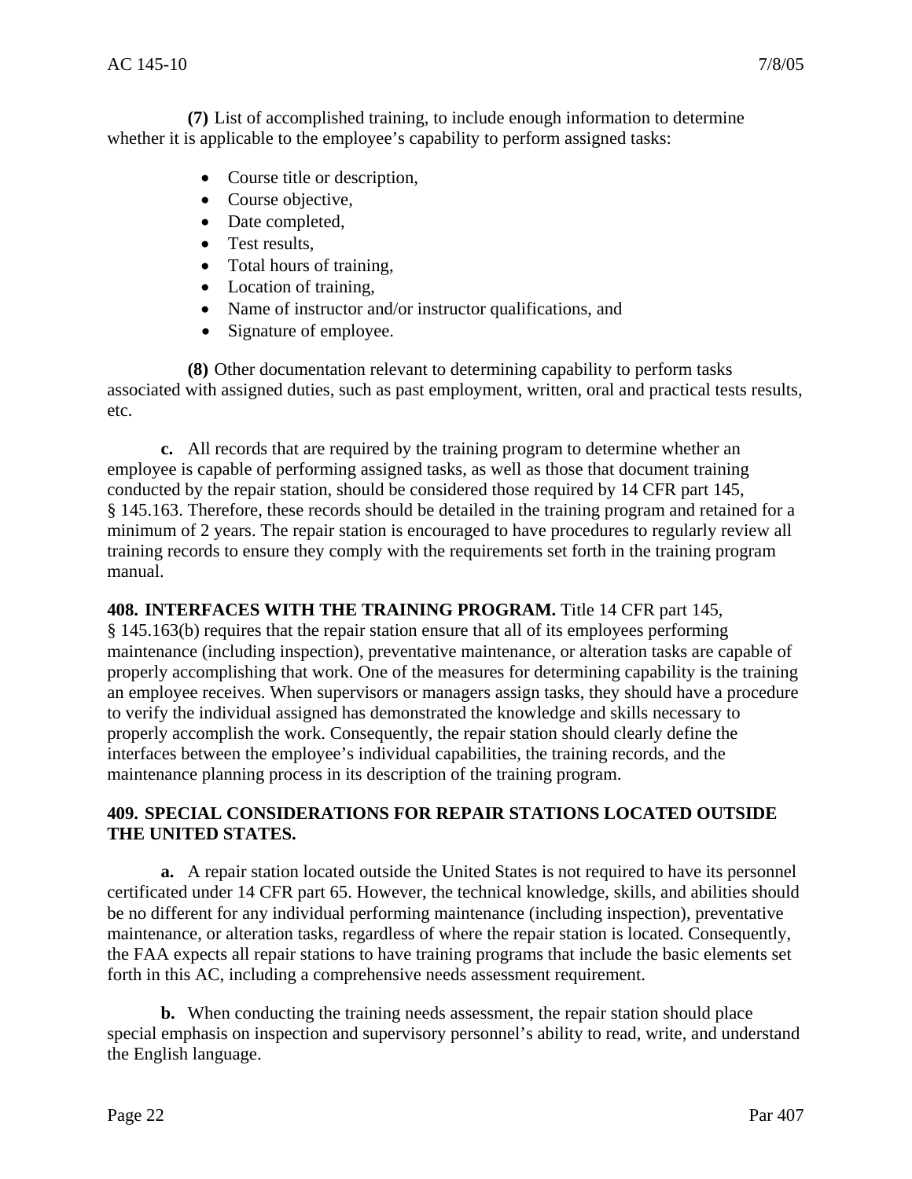**(7)** List of accomplished training, to include enough information to determine whether it is applicable to the employee's capability to perform assigned tasks:

- Course title or description,
- Course objective,
- Date completed,
- Test results,
- Total hours of training,
- Location of training,
- Name of instructor and/or instructor qualifications, and
- Signature of employee.

**(8)** Other documentation relevant to determining capability to perform tasks associated with assigned duties, such as past employment, written, oral and practical tests results, etc.

**c.** All records that are required by the training program to determine whether an employee is capable of performing assigned tasks, as well as those that document training conducted by the repair station, should be considered those required by 14 CFR part 145, § 145.163. Therefore, these records should be detailed in the training program and retained for a minimum of 2 years. The repair station is encouraged to have procedures to regularly review all training records to ensure they comply with the requirements set forth in the training program manual.

**408. INTERFACES WITH THE TRAINING PROGRAM.** Title 14 CFR part 145, § 145.163(b) requires that the repair station ensure that all of its employees performing maintenance (including inspection), preventative maintenance, or alteration tasks are capable of properly accomplishing that work. One of the measures for determining capability is the training an employee receives. When supervisors or managers assign tasks, they should have a procedure to verify the individual assigned has demonstrated the knowledge and skills necessary to properly accomplish the work. Consequently, the repair station should clearly define the interfaces between the employee's individual capabilities, the training records, and the maintenance planning process in its description of the training program.

**409. SPECIAL CONSIDERATIONS FOR REPAIR STATIONS LOCATED OUTSIDE THE UNITED STATES.**

**a.** A repair station located outside the United States is not required to have its personnel certificated under 14 CFR part 65. However, the technical knowledge, skills, and abilities should be no different for any individual performing maintenance (including inspection), preventative maintenance, or alteration tasks, regardless of where the repair station is located. Consequently, the FAA expects all repair stations to have training programs that include the basic elements set forth in this AC, including a comprehensive needs assessment requirement.

**b.** When conducting the training needs assessment, the repair station should place special emphasis on inspection and supervisory personnel's ability to read, write, and understand the English language.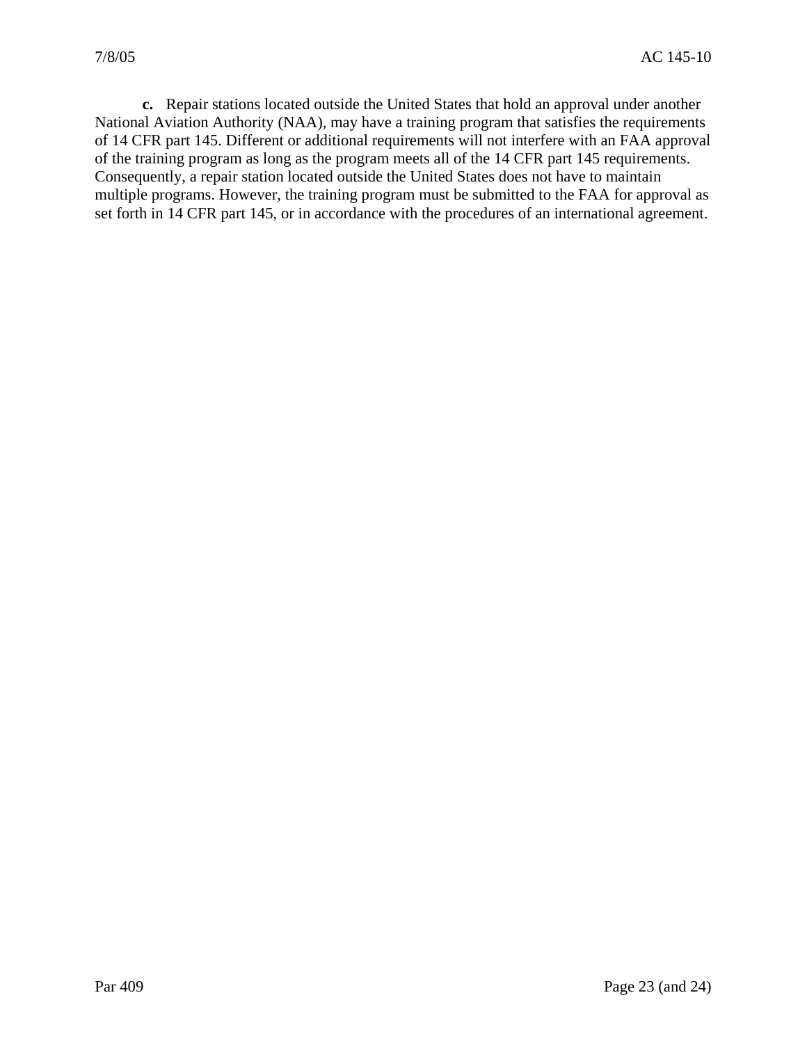**c.** Repair stations located outside the United States that hold an approval under another National Aviation Authority (NAA), may have a training program that satisfies the requirements of 14 CFR part 145. Different or additional requirements will not interfere with an FAA approval of the training program as long as the program meets all of the 14 CFR part 145 requirements. Consequently, a repair station located outside the United States does not have to maintain multiple programs. However, the training program must be submitted to the FAA for approval as set forth in 14 CFR part 145, or in accordance with the procedures of an international agreement.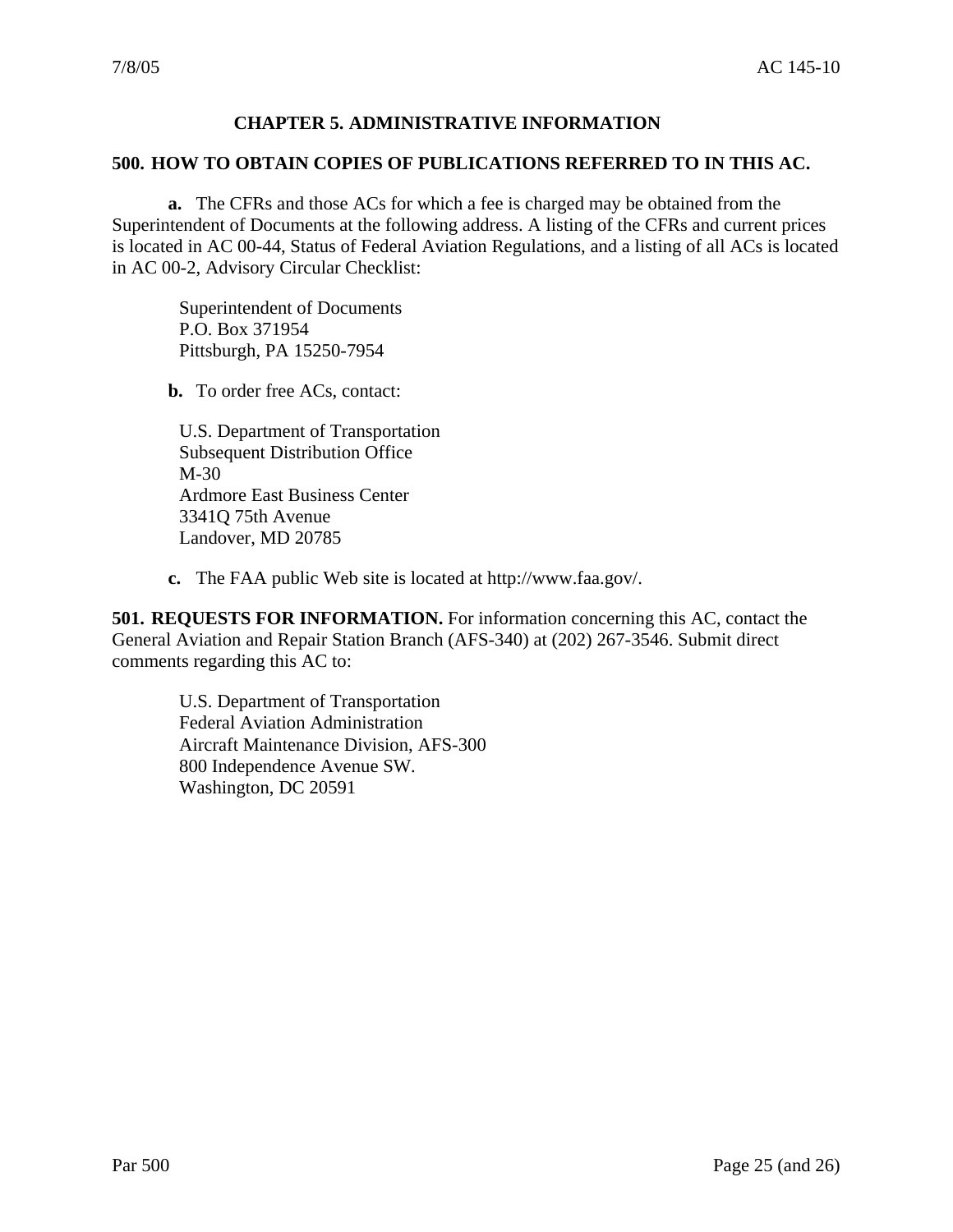# CHAPTER 5. ADMINISTRATIVE INFORMATION

## 500. HOW TO OBTAIN COPIES OF PUBLICATIONS REFERRED TO IN THIS AC.

**a.** The CFRs and those ACs for which a fee is charged may be obtained from the Superintendent of Documents at the following address. A listing of the CFRs and current prices is located in AC 00-44, Status of Federal Aviation Regulations, and a listing of all ACs is located in AC 00-2, Advisory Circular Checklist:

Superintendent of Documents
P.O. Box 371954
Pittsburgh, PA 15250-7954

**b.** To order free ACs, contact:

U.S. Department of Transportation
Subsequent Distribution Office
M-30
Ardmore East Business Center
3341Q 75th Avenue
Landover, MD 20785

**c.** The FAA public Web site is located at http://www.faa.gov/.

**501. REQUESTS FOR INFORMATION.** For information concerning this AC, contact the General Aviation and Repair Station Branch (AFS-340) at (202) 267-3546. Submit direct comments regarding this AC to:

U.S. Department of Transportation
Federal Aviation Administration
Aircraft Maintenance Division, AFS-300
800 Independence Avenue SW.
Washington, DC 20591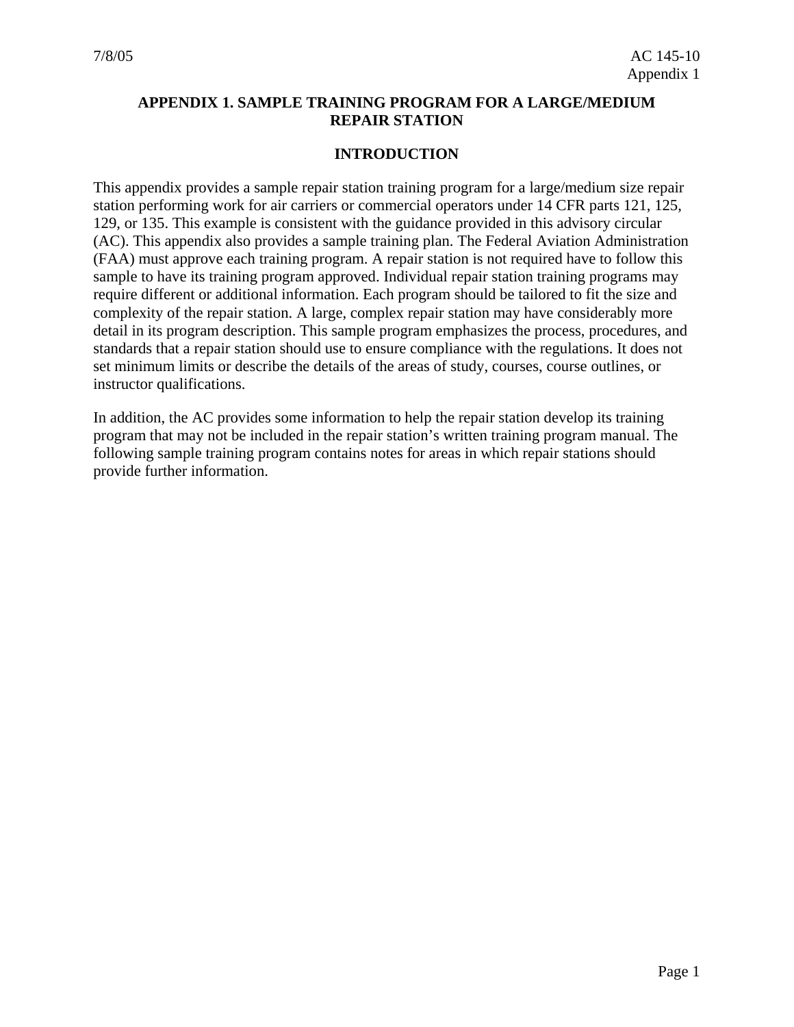# APPENDIX 1. SAMPLE TRAINING PROGRAM FOR A LARGE/MEDIUM REPAIR STATION

## INTRODUCTION

This appendix provides a sample repair station training program for a large/medium size repair station performing work for air carriers or commercial operators under 14 CFR parts 121, 125, 129, or 135. This example is consistent with the guidance provided in this advisory circular (AC). This appendix also provides a sample training plan. The Federal Aviation Administration (FAA) must approve each training program. A repair station is not required have to follow this sample to have its training program approved. Individual repair station training programs may require different or additional information. Each program should be tailored to fit the size and complexity of the repair station. A large, complex repair station may have considerably more detail in its program description. This sample program emphasizes the process, procedures, and standards that a repair station should use to ensure compliance with the regulations. It does not set minimum limits or describe the details of the areas of study, courses, course outlines, or instructor qualifications.

In addition, the AC provides some information to help the repair station develop its training program that may not be included in the repair station's written training program manual. The following sample training program contains notes for areas in which repair stations should provide further information.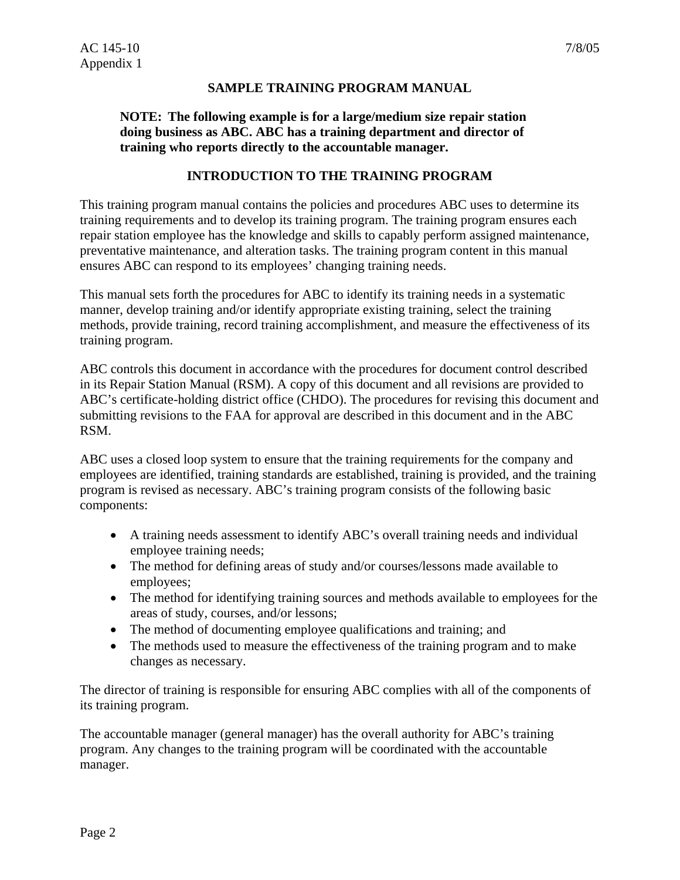## SAMPLE TRAINING PROGRAM MANUAL

**NOTE: The following example is for a large/medium size repair station doing business as ABC. ABC has a training department and director of training who reports directly to the accountable manager.**

### INTRODUCTION TO THE TRAINING PROGRAM

This training program manual contains the policies and procedures ABC uses to determine its training requirements and to develop its training program. The training program ensures each repair station employee has the knowledge and skills to capably perform assigned maintenance, preventative maintenance, and alteration tasks. The training program content in this manual ensures ABC can respond to its employees' changing training needs.

This manual sets forth the procedures for ABC to identify its training needs in a systematic manner, develop training and/or identify appropriate existing training, select the training methods, provide training, record training accomplishment, and measure the effectiveness of its training program.

ABC controls this document in accordance with the procedures for document control described in its Repair Station Manual (RSM). A copy of this document and all revisions are provided to ABC's certificate-holding district office (CHDO). The procedures for revising this document and submitting revisions to the FAA for approval are described in this document and in the ABC RSM.

ABC uses a closed loop system to ensure that the training requirements for the company and employees are identified, training standards are established, training is provided, and the training program is revised as necessary. ABC's training program consists of the following basic components:

- A training needs assessment to identify ABC's overall training needs and individual employee training needs;
- The method for defining areas of study and/or courses/lessons made available to employees;
- The method for identifying training sources and methods available to employees for the areas of study, courses, and/or lessons;
- The method of documenting employee qualifications and training; and
- The methods used to measure the effectiveness of the training program and to make changes as necessary.

The director of training is responsible for ensuring ABC complies with all of the components of its training program.

The accountable manager (general manager) has the overall authority for ABC's training program. Any changes to the training program will be coordinated with the accountable manager.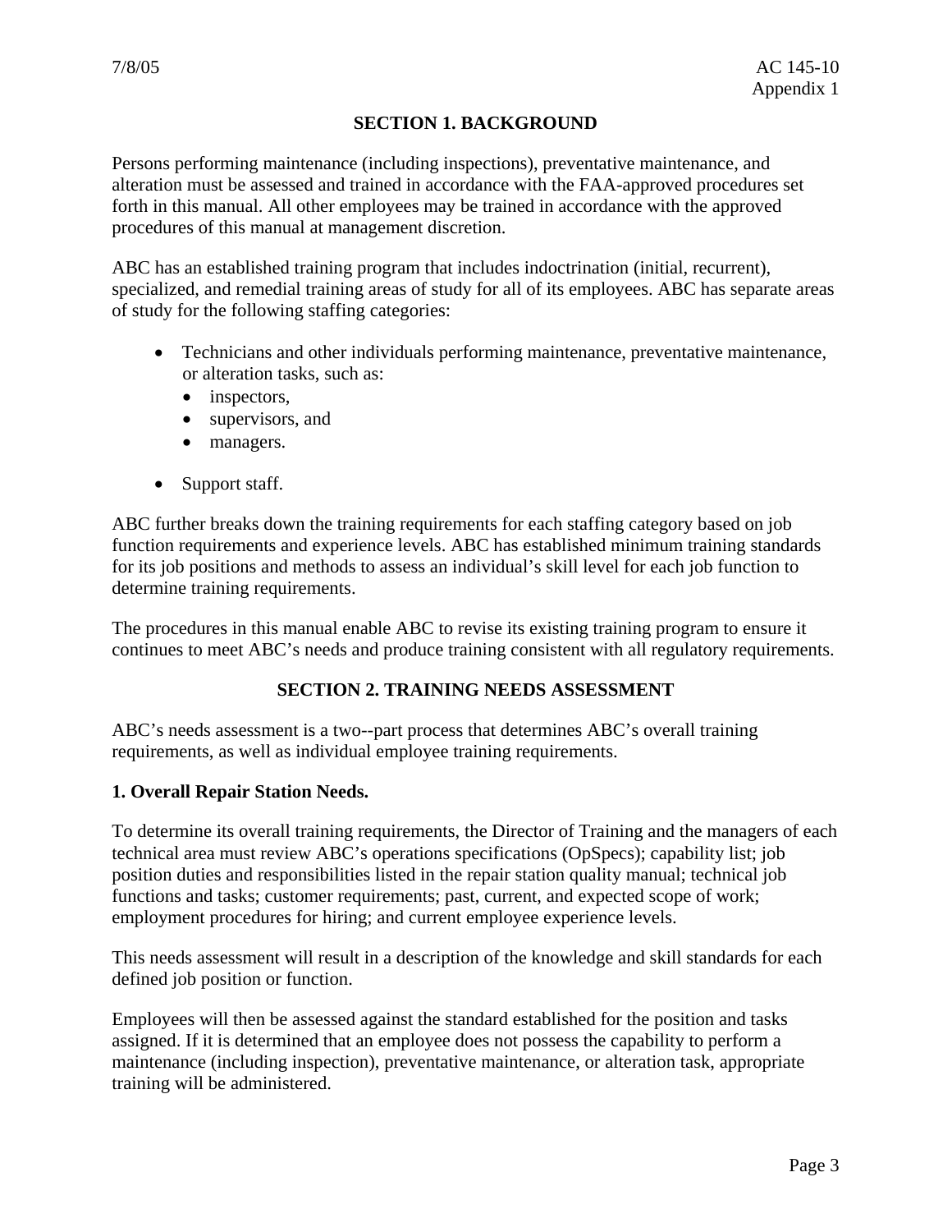## SECTION 1. BACKGROUND

Persons performing maintenance (including inspections), preventative maintenance, and alteration must be assessed and trained in accordance with the FAA-approved procedures set forth in this manual. All other employees may be trained in accordance with the approved procedures of this manual at management discretion.

ABC has an established training program that includes indoctrination (initial, recurrent), specialized, and remedial training areas of study for all of its employees. ABC has separate areas of study for the following staffing categories:

- Technicians and other individuals performing maintenance, preventative maintenance, or alteration tasks, such as:
  - inspectors,
  - supervisors, and
  - managers.
- Support staff.

ABC further breaks down the training requirements for each staffing category based on job function requirements and experience levels. ABC has established minimum training standards for its job positions and methods to assess an individual's skill level for each job function to determine training requirements.

The procedures in this manual enable ABC to revise its existing training program to ensure it continues to meet ABC's needs and produce training consistent with all regulatory requirements.

## SECTION 2. TRAINING NEEDS ASSESSMENT

ABC's needs assessment is a two--part process that determines ABC's overall training requirements, as well as individual employee training requirements.

### 1. Overall Repair Station Needs.

To determine its overall training requirements, the Director of Training and the managers of each technical area must review ABC's operations specifications (OpSpecs); capability list; job position duties and responsibilities listed in the repair station quality manual; technical job functions and tasks; customer requirements; past, current, and expected scope of work; employment procedures for hiring; and current employee experience levels.

This needs assessment will result in a description of the knowledge and skill standards for each defined job position or function.

Employees will then be assessed against the standard established for the position and tasks assigned. If it is determined that an employee does not possess the capability to perform a maintenance (including inspection), preventative maintenance, or alteration task, appropriate training will be administered.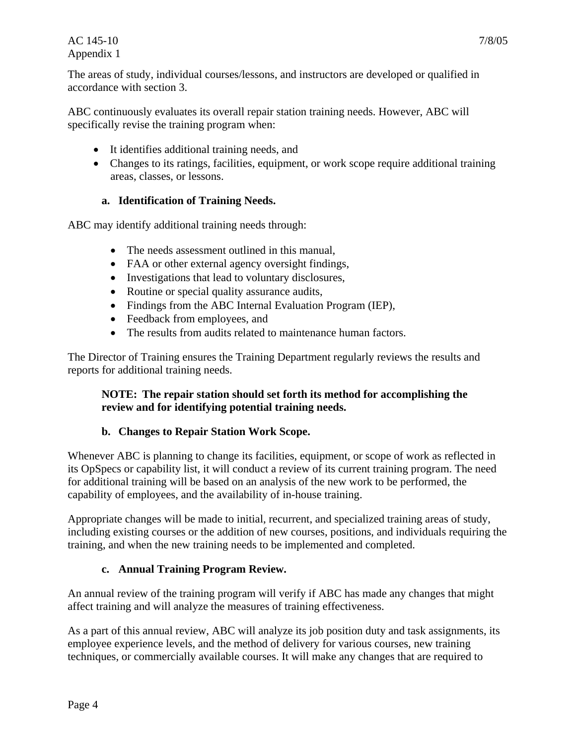The areas of study, individual courses/lessons, and instructors are developed or qualified in accordance with section 3.

ABC continuously evaluates its overall repair station training needs. However, ABC will specifically revise the training program when:

- It identifies additional training needs, and
- Changes to its ratings, facilities, equipment, or work scope require additional training areas, classes, or lessons.

**a. Identification of Training Needs.**

ABC may identify additional training needs through:

- The needs assessment outlined in this manual,
- FAA or other external agency oversight findings,
- Investigations that lead to voluntary disclosures,
- Routine or special quality assurance audits,
- Findings from the ABC Internal Evaluation Program (IEP),
- Feedback from employees, and
- The results from audits related to maintenance human factors.

The Director of Training ensures the Training Department regularly reviews the results and reports for additional training needs.

**NOTE: The repair station should set forth its method for accomplishing the review and for identifying potential training needs.**

**b. Changes to Repair Station Work Scope.**

Whenever ABC is planning to change its facilities, equipment, or scope of work as reflected in its OpSpecs or capability list, it will conduct a review of its current training program. The need for additional training will be based on an analysis of the new work to be performed, the capability of employees, and the availability of in-house training.

Appropriate changes will be made to initial, recurrent, and specialized training areas of study, including existing courses or the addition of new courses, positions, and individuals requiring the training, and when the new training needs to be implemented and completed.

**c. Annual Training Program Review.**

An annual review of the training program will verify if ABC has made any changes that might affect training and will analyze the measures of training effectiveness.

As a part of this annual review, ABC will analyze its job position duty and task assignments, its employee experience levels, and the method of delivery for various courses, new training techniques, or commercially available courses. It will make any changes that are required to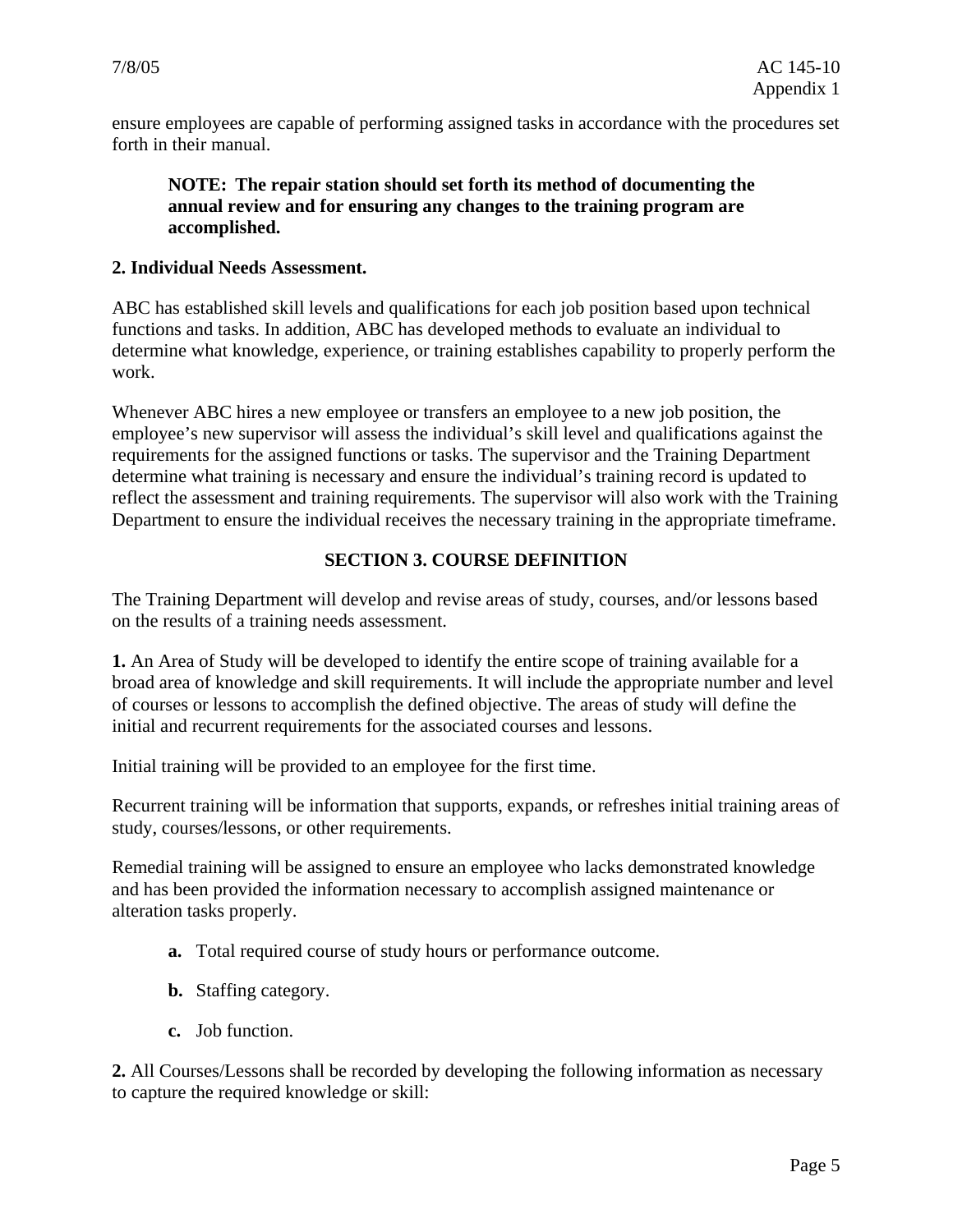ensure employees are capable of performing assigned tasks in accordance with the procedures set forth in their manual.

> **NOTE: The repair station should set forth its method of documenting the annual review and for ensuring any changes to the training program are accomplished.**

**2. Individual Needs Assessment.**

ABC has established skill levels and qualifications for each job position based upon technical functions and tasks. In addition, ABC has developed methods to evaluate an individual to determine what knowledge, experience, or training establishes capability to properly perform the work.

Whenever ABC hires a new employee or transfers an employee to a new job position, the employee's new supervisor will assess the individual's skill level and qualifications against the requirements for the assigned functions or tasks. The supervisor and the Training Department determine what training is necessary and ensure the individual's training record is updated to reflect the assessment and training requirements. The supervisor will also work with the Training Department to ensure the individual receives the necessary training in the appropriate timeframe.

## SECTION 3. COURSE DEFINITION

The Training Department will develop and revise areas of study, courses, and/or lessons based on the results of a training needs assessment.

**1.** An Area of Study will be developed to identify the entire scope of training available for a broad area of knowledge and skill requirements. It will include the appropriate number and level of courses or lessons to accomplish the defined objective. The areas of study will define the initial and recurrent requirements for the associated courses and lessons.

Initial training will be provided to an employee for the first time.

Recurrent training will be information that supports, expands, or refreshes initial training areas of study, courses/lessons, or other requirements.

Remedial training will be assigned to ensure an employee who lacks demonstrated knowledge and has been provided the information necessary to accomplish assigned maintenance or alteration tasks properly.

- **a.** Total required course of study hours or performance outcome.
- **b.** Staffing category.
- **c.** Job function.

**2.** All Courses/Lessons shall be recorded by developing the following information as necessary to capture the required knowledge or skill: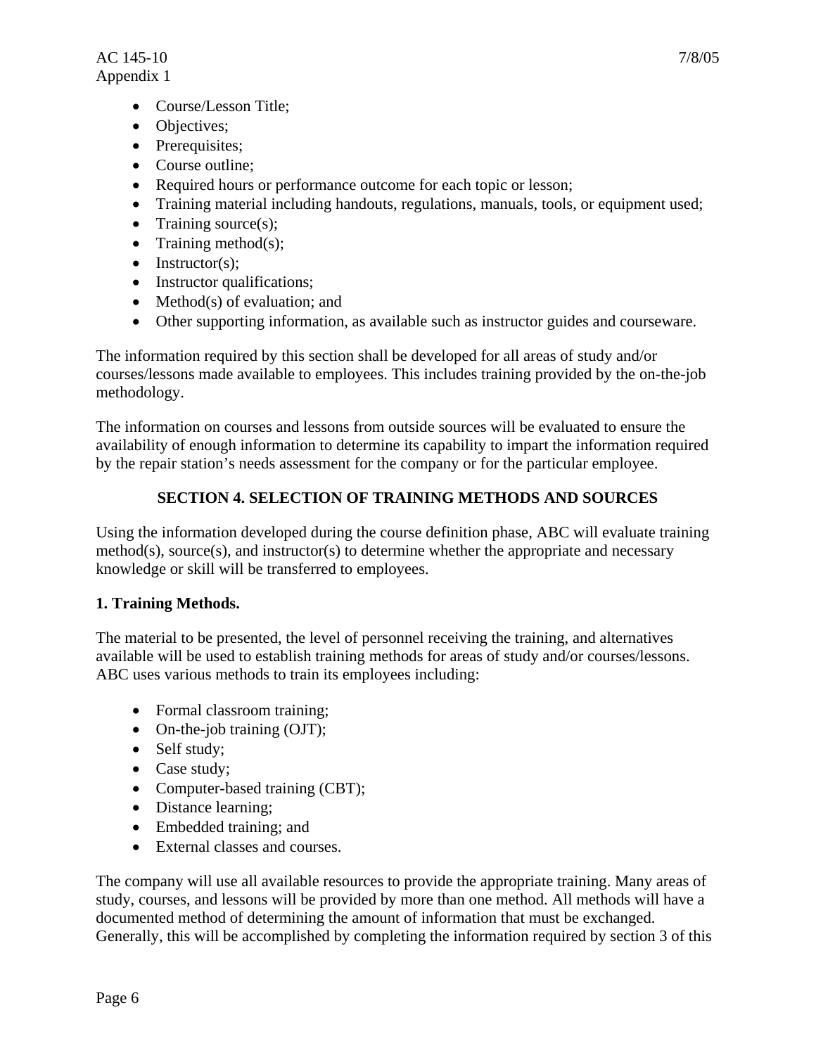- Course/Lesson Title;
- Objectives;
- Prerequisites;
- Course outline;
- Required hours or performance outcome for each topic or lesson;
- Training material including handouts, regulations, manuals, tools, or equipment used;
- Training source(s);
- Training method(s);
- Instructor(s);
- Instructor qualifications;
- Method(s) of evaluation; and
- Other supporting information, as available such as instructor guides and courseware.

The information required by this section shall be developed for all areas of study and/or courses/lessons made available to employees. This includes training provided by the on-the-job methodology.

The information on courses and lessons from outside sources will be evaluated to ensure the availability of enough information to determine its capability to impart the information required by the repair station's needs assessment for the company or for the particular employee.

## SECTION 4. SELECTION OF TRAINING METHODS AND SOURCES

Using the information developed during the course definition phase, ABC will evaluate training method(s), source(s), and instructor(s) to determine whether the appropriate and necessary knowledge or skill will be transferred to employees.

**1. Training Methods.**

The material to be presented, the level of personnel receiving the training, and alternatives available will be used to establish training methods for areas of study and/or courses/lessons. ABC uses various methods to train its employees including:

- Formal classroom training;
- On-the-job training (OJT);
- Self study;
- Case study;
- Computer-based training (CBT);
- Distance learning;
- Embedded training; and
- External classes and courses.

The company will use all available resources to provide the appropriate training. Many areas of study, courses, and lessons will be provided by more than one method. All methods will have a documented method of determining the amount of information that must be exchanged. Generally, this will be accomplished by completing the information required by section 3 of this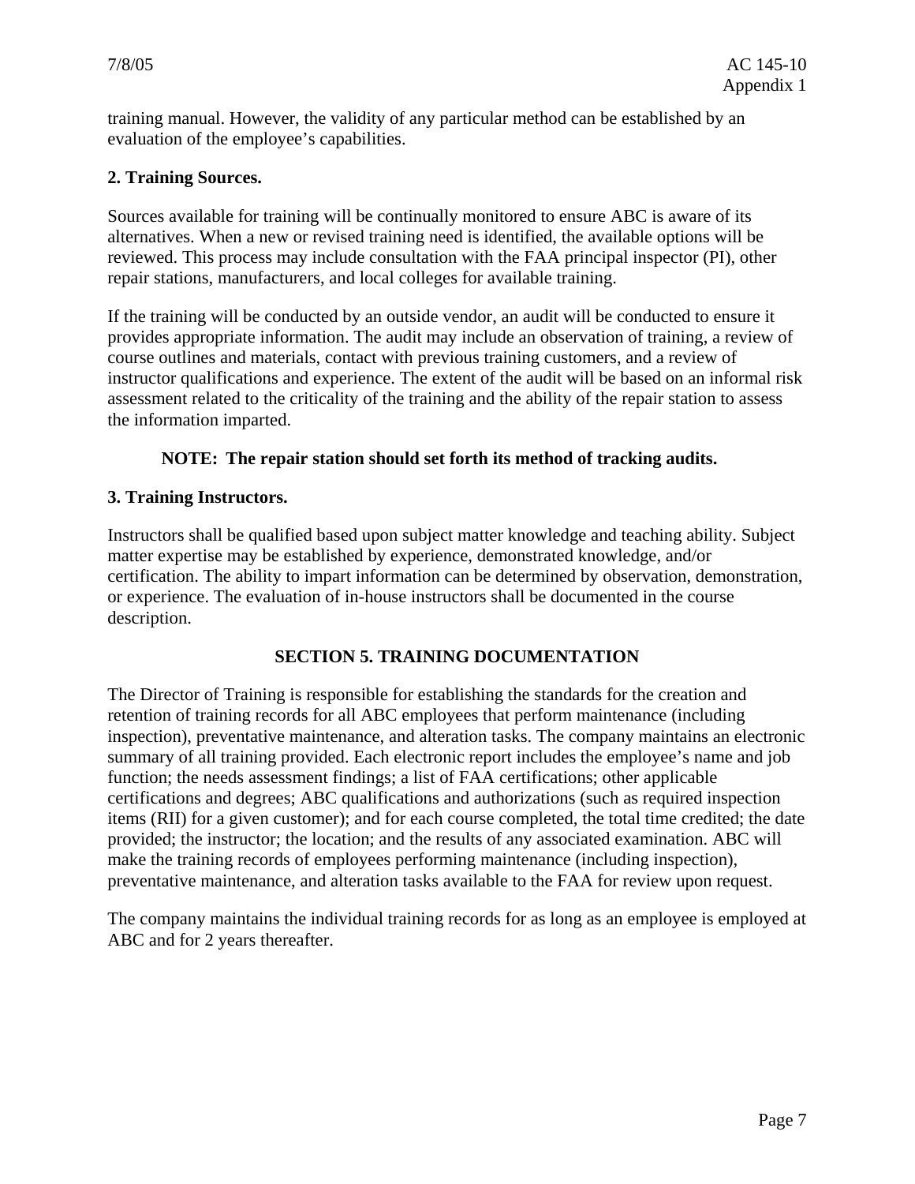training manual. However, the validity of any particular method can be established by an evaluation of the employee's capabilities.

**2. Training Sources.**

Sources available for training will be continually monitored to ensure ABC is aware of its alternatives. When a new or revised training need is identified, the available options will be reviewed. This process may include consultation with the FAA principal inspector (PI), other repair stations, manufacturers, and local colleges for available training.

If the training will be conducted by an outside vendor, an audit will be conducted to ensure it provides appropriate information. The audit may include an observation of training, a review of course outlines and materials, contact with previous training customers, and a review of instructor qualifications and experience. The extent of the audit will be based on an informal risk assessment related to the criticality of the training and the ability of the repair station to assess the information imparted.

**NOTE: The repair station should set forth its method of tracking audits.**

**3. Training Instructors.**

Instructors shall be qualified based upon subject matter knowledge and teaching ability. Subject matter expertise may be established by experience, demonstrated knowledge, and/or certification. The ability to impart information can be determined by observation, demonstration, or experience. The evaluation of in-house instructors shall be documented in the course description.

## SECTION 5. TRAINING DOCUMENTATION

The Director of Training is responsible for establishing the standards for the creation and retention of training records for all ABC employees that perform maintenance (including inspection), preventative maintenance, and alteration tasks. The company maintains an electronic summary of all training provided. Each electronic report includes the employee's name and job function; the needs assessment findings; a list of FAA certifications; other applicable certifications and degrees; ABC qualifications and authorizations (such as required inspection items (RII) for a given customer); and for each course completed, the total time credited; the date provided; the instructor; the location; and the results of any associated examination. ABC will make the training records of employees performing maintenance (including inspection), preventative maintenance, and alteration tasks available to the FAA for review upon request.

The company maintains the individual training records for as long as an employee is employed at ABC and for 2 years thereafter.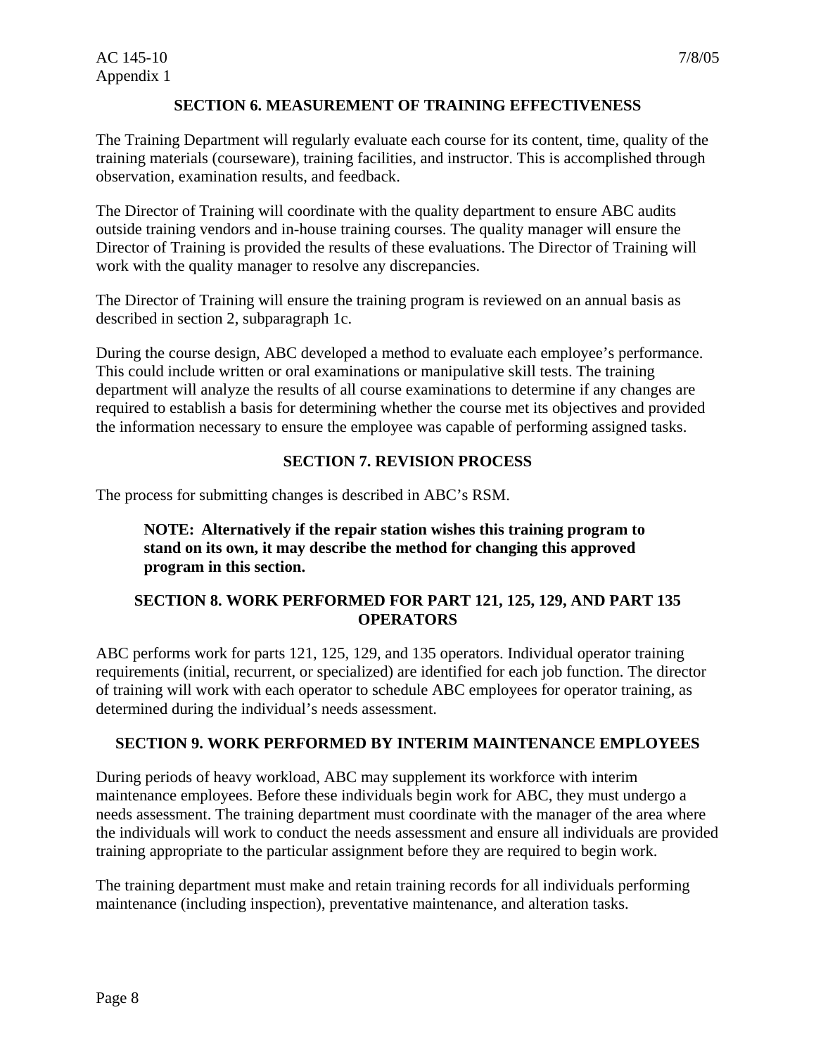## SECTION 6. MEASUREMENT OF TRAINING EFFECTIVENESS

The Training Department will regularly evaluate each course for its content, time, quality of the training materials (courseware), training facilities, and instructor. This is accomplished through observation, examination results, and feedback.

The Director of Training will coordinate with the quality department to ensure ABC audits outside training vendors and in-house training courses. The quality manager will ensure the Director of Training is provided the results of these evaluations. The Director of Training will work with the quality manager to resolve any discrepancies.

The Director of Training will ensure the training program is reviewed on an annual basis as described in section 2, subparagraph 1c.

During the course design, ABC developed a method to evaluate each employee's performance. This could include written or oral examinations or manipulative skill tests. The training department will analyze the results of all course examinations to determine if any changes are required to establish a basis for determining whether the course met its objectives and provided the information necessary to ensure the employee was capable of performing assigned tasks.

## SECTION 7. REVISION PROCESS

The process for submitting changes is described in ABC's RSM.

> **NOTE: Alternatively if the repair station wishes this training program to stand on its own, it may describe the method for changing this approved program in this section.**

## SECTION 8. WORK PERFORMED FOR PART 121, 125, 129, AND PART 135 OPERATORS

ABC performs work for parts 121, 125, 129, and 135 operators. Individual operator training requirements (initial, recurrent, or specialized) are identified for each job function. The director of training will work with each operator to schedule ABC employees for operator training, as determined during the individual's needs assessment.

## SECTION 9. WORK PERFORMED BY INTERIM MAINTENANCE EMPLOYEES

During periods of heavy workload, ABC may supplement its workforce with interim maintenance employees. Before these individuals begin work for ABC, they must undergo a needs assessment. The training department must coordinate with the manager of the area where the individuals will work to conduct the needs assessment and ensure all individuals are provided training appropriate to the particular assignment before they are required to begin work.

The training department must make and retain training records for all individuals performing maintenance (including inspection), preventative maintenance, and alteration tasks.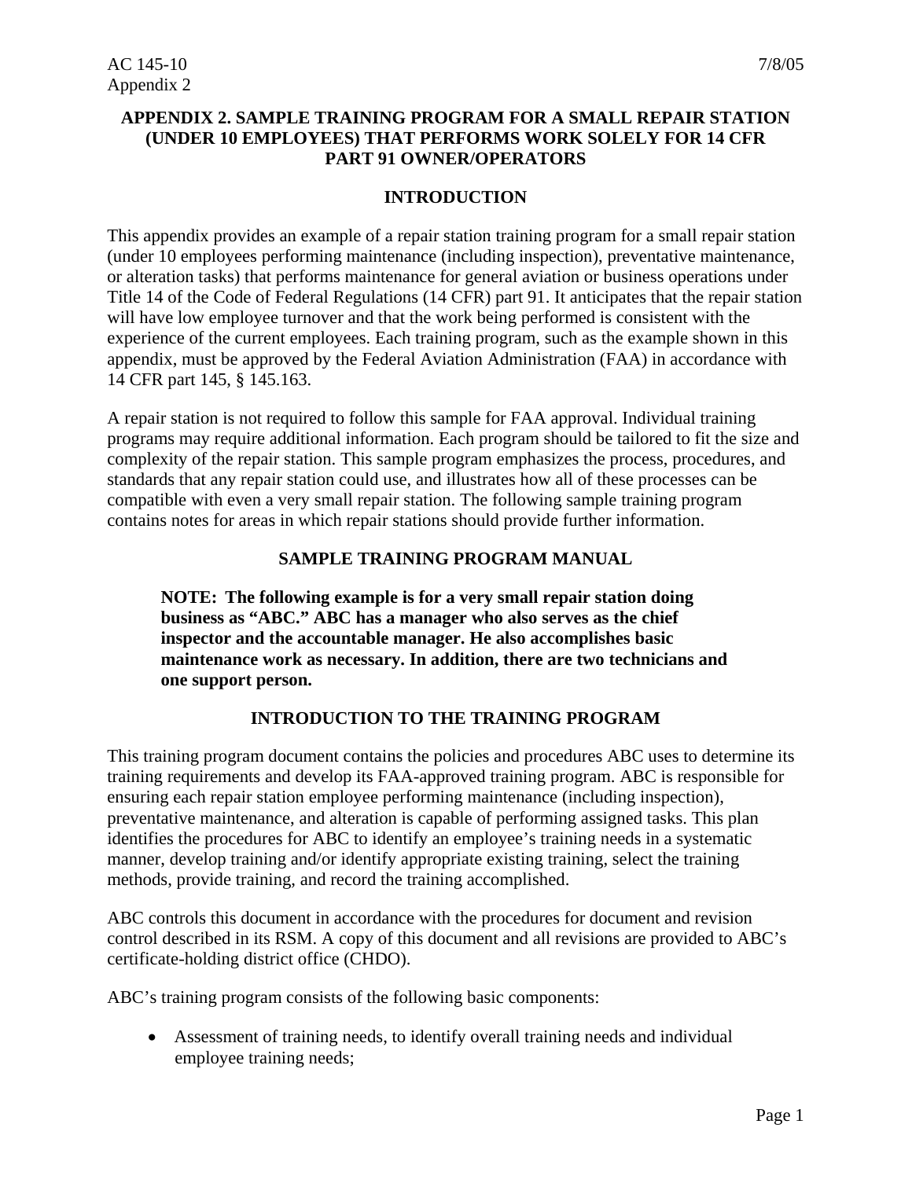## APPENDIX 2. SAMPLE TRAINING PROGRAM FOR A SMALL REPAIR STATION (UNDER 10 EMPLOYEES) THAT PERFORMS WORK SOLELY FOR 14 CFR PART 91 OWNER/OPERATORS

### INTRODUCTION

This appendix provides an example of a repair station training program for a small repair station (under 10 employees performing maintenance (including inspection), preventative maintenance, or alteration tasks) that performs maintenance for general aviation or business operations under Title 14 of the Code of Federal Regulations (14 CFR) part 91. It anticipates that the repair station will have low employee turnover and that the work being performed is consistent with the experience of the current employees. Each training program, such as the example shown in this appendix, must be approved by the Federal Aviation Administration (FAA) in accordance with 14 CFR part 145, § 145.163.

A repair station is not required to follow this sample for FAA approval. Individual training programs may require additional information. Each program should be tailored to fit the size and complexity of the repair station. This sample program emphasizes the process, procedures, and standards that any repair station could use, and illustrates how all of these processes can be compatible with even a very small repair station. The following sample training program contains notes for areas in which repair stations should provide further information.

### SAMPLE TRAINING PROGRAM MANUAL

> **NOTE: The following example is for a very small repair station doing business as "ABC." ABC has a manager who also serves as the chief inspector and the accountable manager. He also accomplishes basic maintenance work as necessary. In addition, there are two technicians and one support person.**

### INTRODUCTION TO THE TRAINING PROGRAM

This training program document contains the policies and procedures ABC uses to determine its training requirements and develop its FAA-approved training program. ABC is responsible for ensuring each repair station employee performing maintenance (including inspection), preventative maintenance, and alteration is capable of performing assigned tasks. This plan identifies the procedures for ABC to identify an employee's training needs in a systematic manner, develop training and/or identify appropriate existing training, select the training methods, provide training, and record the training accomplished.

ABC controls this document in accordance with the procedures for document and revision control described in its RSM. A copy of this document and all revisions are provided to ABC's certificate-holding district office (CHDO).

ABC's training program consists of the following basic components:

- Assessment of training needs, to identify overall training needs and individual employee training needs;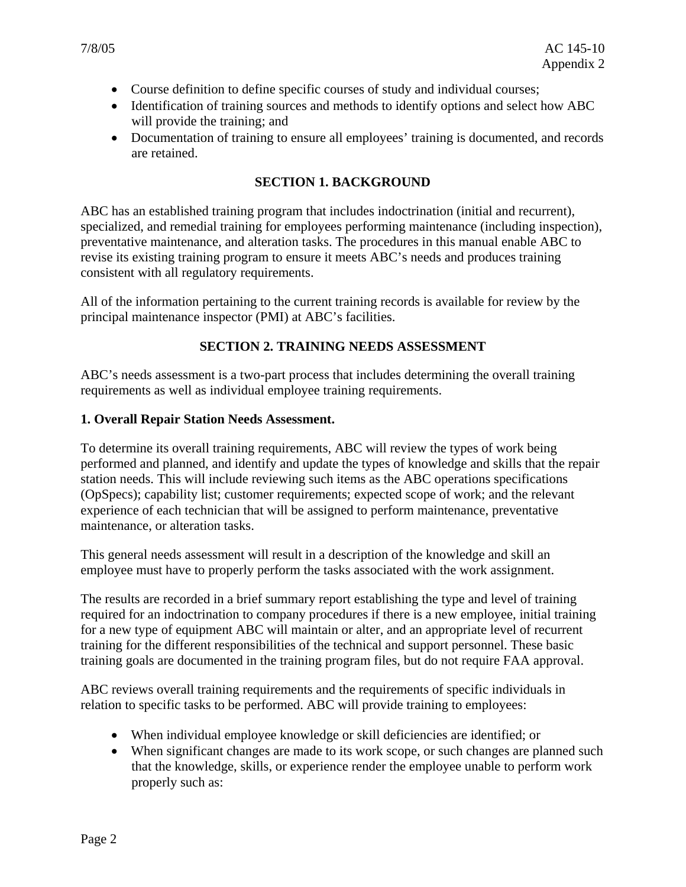- Course definition to define specific courses of study and individual courses;
- Identification of training sources and methods to identify options and select how ABC will provide the training; and
- Documentation of training to ensure all employees' training is documented, and records are retained.

## SECTION 1. BACKGROUND

ABC has an established training program that includes indoctrination (initial and recurrent), specialized, and remedial training for employees performing maintenance (including inspection), preventative maintenance, and alteration tasks. The procedures in this manual enable ABC to revise its existing training program to ensure it meets ABC's needs and produces training consistent with all regulatory requirements.

All of the information pertaining to the current training records is available for review by the principal maintenance inspector (PMI) at ABC's facilities.

## SECTION 2. TRAINING NEEDS ASSESSMENT

ABC's needs assessment is a two-part process that includes determining the overall training requirements as well as individual employee training requirements.

### 1. Overall Repair Station Needs Assessment.

To determine its overall training requirements, ABC will review the types of work being performed and planned, and identify and update the types of knowledge and skills that the repair station needs. This will include reviewing such items as the ABC operations specifications (OpSpecs); capability list; customer requirements; expected scope of work; and the relevant experience of each technician that will be assigned to perform maintenance, preventative maintenance, or alteration tasks.

This general needs assessment will result in a description of the knowledge and skill an employee must have to properly perform the tasks associated with the work assignment.

The results are recorded in a brief summary report establishing the type and level of training required for an indoctrination to company procedures if there is a new employee, initial training for a new type of equipment ABC will maintain or alter, and an appropriate level of recurrent training for the different responsibilities of the technical and support personnel. These basic training goals are documented in the training program files, but do not require FAA approval.

ABC reviews overall training requirements and the requirements of specific individuals in relation to specific tasks to be performed. ABC will provide training to employees:

- When individual employee knowledge or skill deficiencies are identified; or
- When significant changes are made to its work scope, or such changes are planned such that the knowledge, skills, or experience render the employee unable to perform work properly such as: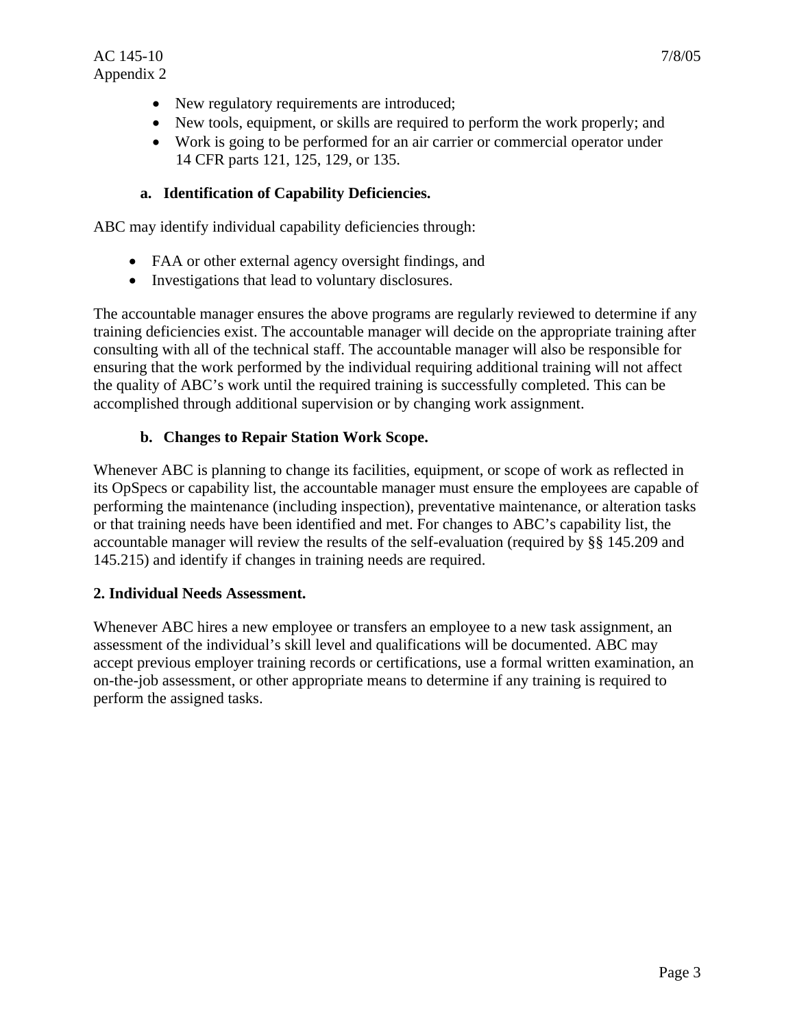- New regulatory requirements are introduced;
- New tools, equipment, or skills are required to perform the work properly; and
- Work is going to be performed for an air carrier or commercial operator under 14 CFR parts 121, 125, 129, or 135.

**a. Identification of Capability Deficiencies.**

ABC may identify individual capability deficiencies through:

- FAA or other external agency oversight findings, and
- Investigations that lead to voluntary disclosures.

The accountable manager ensures the above programs are regularly reviewed to determine if any training deficiencies exist. The accountable manager will decide on the appropriate training after consulting with all of the technical staff. The accountable manager will also be responsible for ensuring that the work performed by the individual requiring additional training will not affect the quality of ABC's work until the required training is successfully completed. This can be accomplished through additional supervision or by changing work assignment.

**b. Changes to Repair Station Work Scope.**

Whenever ABC is planning to change its facilities, equipment, or scope of work as reflected in its OpSpecs or capability list, the accountable manager must ensure the employees are capable of performing the maintenance (including inspection), preventative maintenance, or alteration tasks or that training needs have been identified and met. For changes to ABC's capability list, the accountable manager will review the results of the self-evaluation (required by §§ 145.209 and 145.215) and identify if changes in training needs are required.

**2. Individual Needs Assessment.**

Whenever ABC hires a new employee or transfers an employee to a new task assignment, an assessment of the individual's skill level and qualifications will be documented. ABC may accept previous employer training records or certifications, use a formal written examination, an on-the-job assessment, or other appropriate means to determine if any training is required to perform the assigned tasks.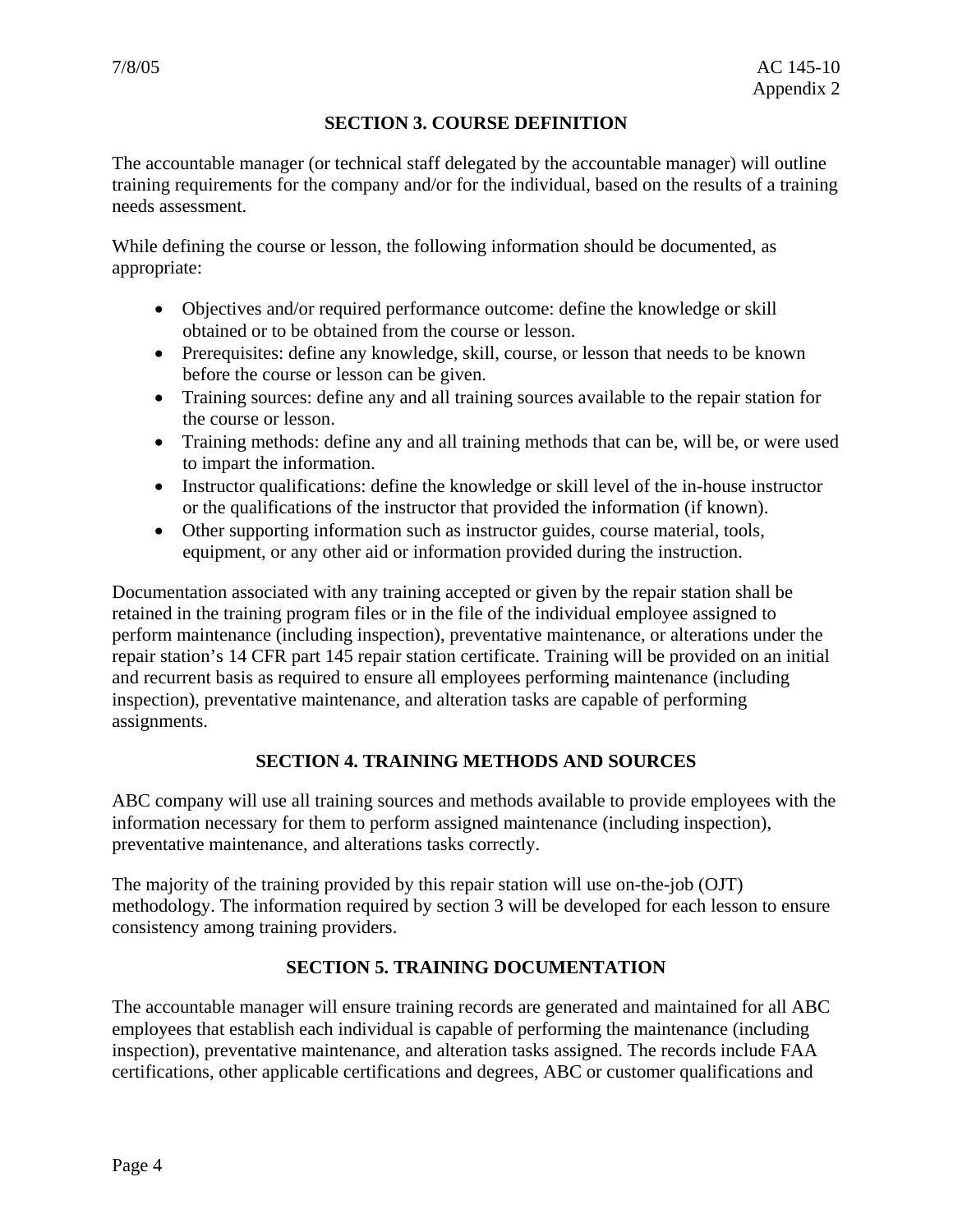## SECTION 3. COURSE DEFINITION

The accountable manager (or technical staff delegated by the accountable manager) will outline training requirements for the company and/or for the individual, based on the results of a training needs assessment.

While defining the course or lesson, the following information should be documented, as appropriate:

- Objectives and/or required performance outcome: define the knowledge or skill obtained or to be obtained from the course or lesson.
- Prerequisites: define any knowledge, skill, course, or lesson that needs to be known before the course or lesson can be given.
- Training sources: define any and all training sources available to the repair station for the course or lesson.
- Training methods: define any and all training methods that can be, will be, or were used to impart the information.
- Instructor qualifications: define the knowledge or skill level of the in-house instructor or the qualifications of the instructor that provided the information (if known).
- Other supporting information such as instructor guides, course material, tools, equipment, or any other aid or information provided during the instruction.

Documentation associated with any training accepted or given by the repair station shall be retained in the training program files or in the file of the individual employee assigned to perform maintenance (including inspection), preventative maintenance, or alterations under the repair station's 14 CFR part 145 repair station certificate. Training will be provided on an initial and recurrent basis as required to ensure all employees performing maintenance (including inspection), preventative maintenance, and alteration tasks are capable of performing assignments.

## SECTION 4. TRAINING METHODS AND SOURCES

ABC company will use all training sources and methods available to provide employees with the information necessary for them to perform assigned maintenance (including inspection), preventative maintenance, and alterations tasks correctly.

The majority of the training provided by this repair station will use on-the-job (OJT) methodology. The information required by section 3 will be developed for each lesson to ensure consistency among training providers.

## SECTION 5. TRAINING DOCUMENTATION

The accountable manager will ensure training records are generated and maintained for all ABC employees that establish each individual is capable of performing the maintenance (including inspection), preventative maintenance, and alteration tasks assigned. The records include FAA certifications, other applicable certifications and degrees, ABC or customer qualifications and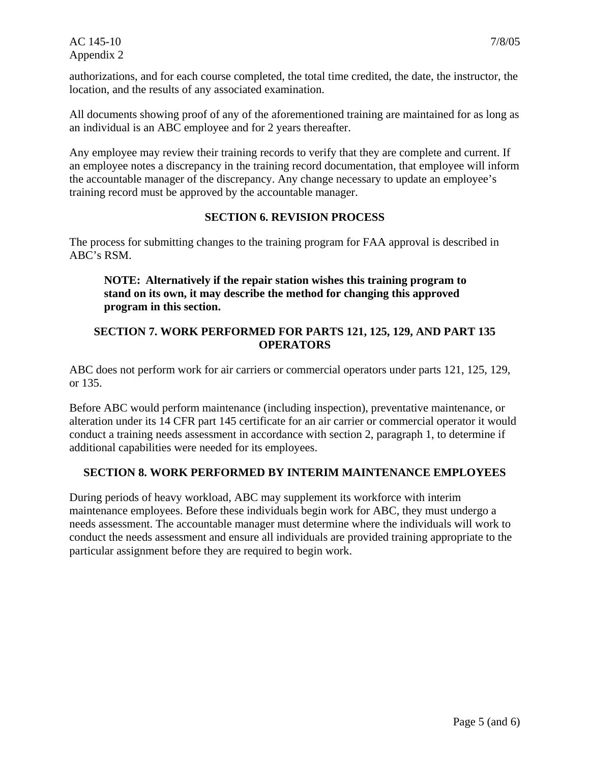authorizations, and for each course completed, the total time credited, the date, the instructor, the location, and the results of any associated examination.

All documents showing proof of any of the aforementioned training are maintained for as long as an individual is an ABC employee and for 2 years thereafter.

Any employee may review their training records to verify that they are complete and current. If an employee notes a discrepancy in the training record documentation, that employee will inform the accountable manager of the discrepancy. Any change necessary to update an employee's training record must be approved by the accountable manager.

## SECTION 6. REVISION PROCESS

The process for submitting changes to the training program for FAA approval is described in ABC's RSM.

> **NOTE: Alternatively if the repair station wishes this training program to stand on its own, it may describe the method for changing this approved program in this section.**

## SECTION 7. WORK PERFORMED FOR PARTS 121, 125, 129, AND PART 135 OPERATORS

ABC does not perform work for air carriers or commercial operators under parts 121, 125, 129, or 135.

Before ABC would perform maintenance (including inspection), preventative maintenance, or alteration under its 14 CFR part 145 certificate for an air carrier or commercial operator it would conduct a training needs assessment in accordance with section 2, paragraph 1, to determine if additional capabilities were needed for its employees.

## SECTION 8. WORK PERFORMED BY INTERIM MAINTENANCE EMPLOYEES

During periods of heavy workload, ABC may supplement its workforce with interim maintenance employees. Before these individuals begin work for ABC, they must undergo a needs assessment. The accountable manager must determine where the individuals will work to conduct the needs assessment and ensure all individuals are provided training appropriate to the particular assignment before they are required to begin work.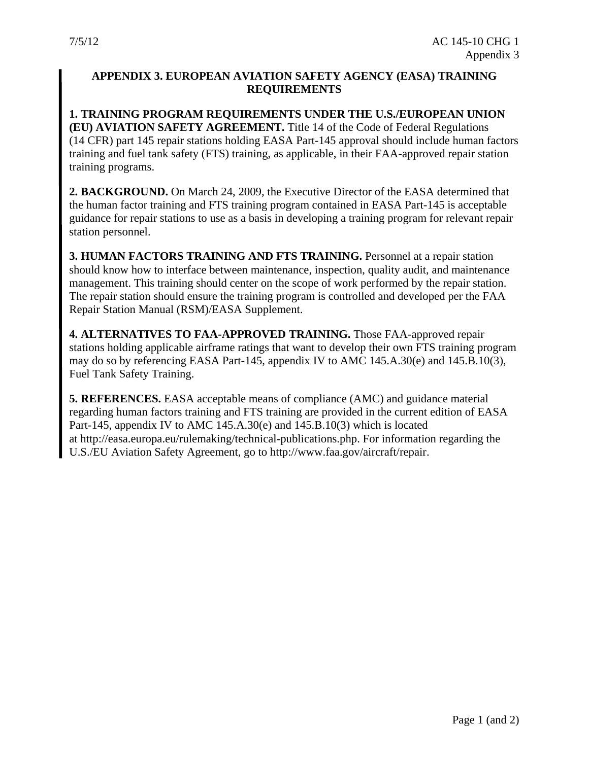## APPENDIX 3. EUROPEAN AVIATION SAFETY AGENCY (EASA) TRAINING REQUIREMENTS

**1. TRAINING PROGRAM REQUIREMENTS UNDER THE U.S./EUROPEAN UNION (EU) AVIATION SAFETY AGREEMENT.** Title 14 of the Code of Federal Regulations (14 CFR) part 145 repair stations holding EASA Part-145 approval should include human factors training and fuel tank safety (FTS) training, as applicable, in their FAA-approved repair station training programs.

**2. BACKGROUND.** On March 24, 2009, the Executive Director of the EASA determined that the human factor training and FTS training program contained in EASA Part-145 is acceptable guidance for repair stations to use as a basis in developing a training program for relevant repair station personnel.

**3. HUMAN FACTORS TRAINING AND FTS TRAINING.** Personnel at a repair station should know how to interface between maintenance, inspection, quality audit, and maintenance management. This training should center on the scope of work performed by the repair station. The repair station should ensure the training program is controlled and developed per the FAA Repair Station Manual (RSM)/EASA Supplement.

**4. ALTERNATIVES TO FAA-APPROVED TRAINING.** Those FAA-approved repair stations holding applicable airframe ratings that want to develop their own FTS training program may do so by referencing EASA Part-145, appendix IV to AMC 145.A.30(e) and 145.B.10(3), Fuel Tank Safety Training.

**5. REFERENCES.** EASA acceptable means of compliance (AMC) and guidance material regarding human factors training and FTS training are provided in the current edition of EASA Part-145, appendix IV to AMC 145.A.30(e) and 145.B.10(3) which is located at http://easa.europa.eu/rulemaking/technical-publications.php. For information regarding the U.S./EU Aviation Safety Agreement, go to http://www.faa.gov/aircraft/repair.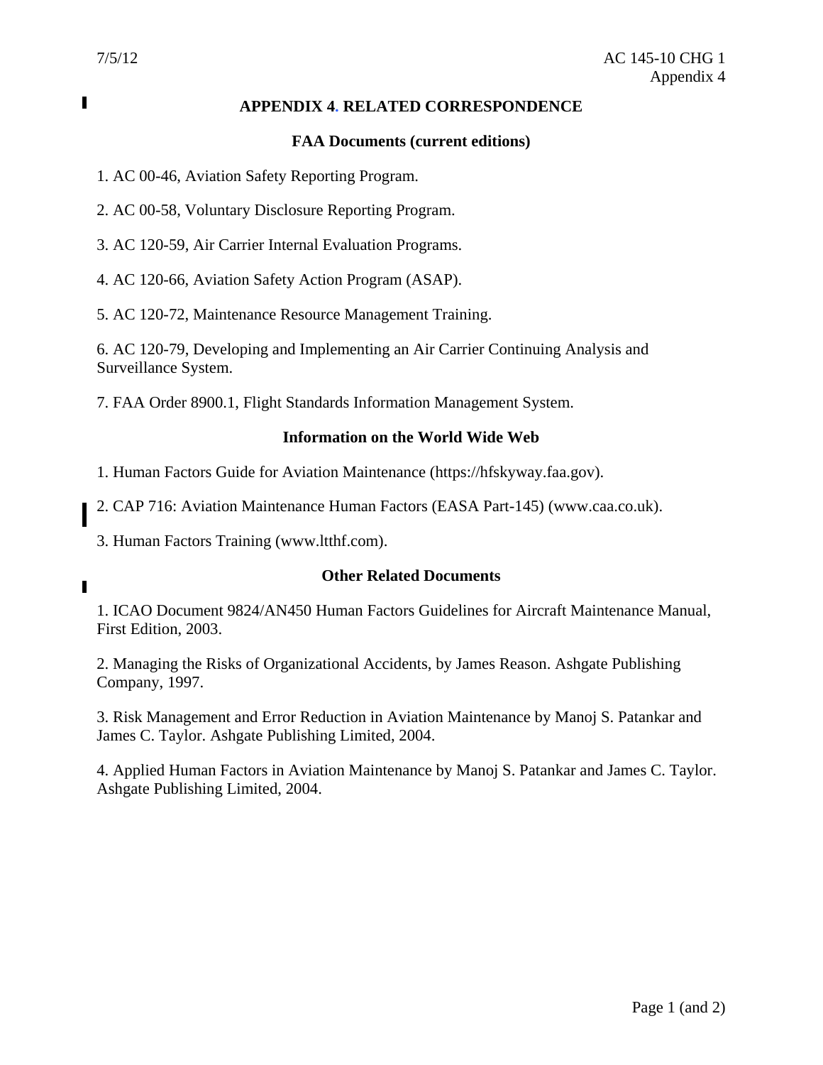# APPENDIX 4. RELATED CORRESPONDENCE

## FAA Documents (current editions)

1. AC 00-46, Aviation Safety Reporting Program.

2. AC 00-58, Voluntary Disclosure Reporting Program.

3. AC 120-59, Air Carrier Internal Evaluation Programs.

4. AC 120-66, Aviation Safety Action Program (ASAP).

5. AC 120-72, Maintenance Resource Management Training.

6. AC 120-79, Developing and Implementing an Air Carrier Continuing Analysis and Surveillance System.

7. FAA Order 8900.1, Flight Standards Information Management System.

## Information on the World Wide Web

1. Human Factors Guide for Aviation Maintenance (https://hfskyway.faa.gov).

2. CAP 716: Aviation Maintenance Human Factors (EASA Part-145) (www.caa.co.uk).

3. Human Factors Training (www.ltthf.com).

## Other Related Documents

1. ICAO Document 9824/AN450 Human Factors Guidelines for Aircraft Maintenance Manual, First Edition, 2003.

2. Managing the Risks of Organizational Accidents, by James Reason. Ashgate Publishing Company, 1997.

3. Risk Management and Error Reduction in Aviation Maintenance by Manoj S. Patankar and James C. Taylor. Ashgate Publishing Limited, 2004.

4. Applied Human Factors in Aviation Maintenance by Manoj S. Patankar and James C. Taylor. Ashgate Publishing Limited, 2004.